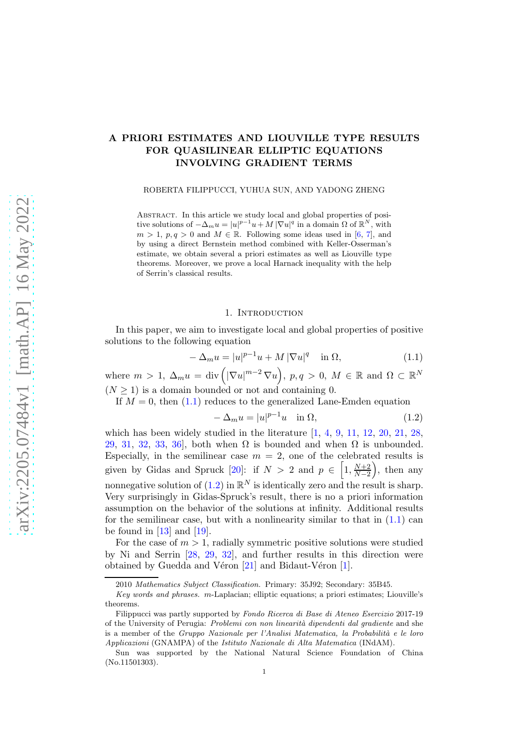# A PRIORI ESTIMATES AND LIOUVILLE TYPE RESULTS FOR QUASILINEAR ELLIPTIC EQUATIONS INVOLVING GRADIENT TERMS

ROBERTA FILIPPUCCI, YUHUA SUN, AND YADONG ZHENG

Abstract. In this article we study local and global properties of positive solutions of $-\Delta_m u = |u|^{p-1}u + M|\nabla u|^q$ in a domain $\Omega$ of $\mathbb{R}^N$, with $m > 1$, $p, q > 0$ and $M \in \mathbb{R}$. Following some ideas used in [6, 7], and by using a direct Bernstein method combined with Keller-Osserman's estimate, we obtain several a priori estimates as well as Liouville type theorems. Moreover, we prove a local Harnack inequality with the help of Serrin's classical results.

## 1. Introduction

In this paper, we aim to investigate local and global properties of positive solutions to the following equation

$$-\Delta_m u = |u|^{p-1}u + M|\nabla u|^q \quad \text{in } \Omega, \tag{1.1}$$

where $m > 1$, $\Delta_m u = \operatorname{div}\left(|\nabla u|^{m-2}\nabla u\right)$, $p, q > 0$, $M \in \mathbb{R}$ and $\Omega \subset \mathbb{R}^N$ $(N \geq 1)$ is a domain bounded or not and containing 0.

If $M = 0$, then (1.1) reduces to the generalized Lane-Emden equation

$$-\Delta_m u = |u|^{p-1}u \quad \text{in } \Omega, \tag{1.2}$$

which has been widely studied in the literature [1, 4, 9, 11, 12, 20, 21, 28, 29, 31, 32, 33, 36], both when $\Omega$ is bounded and when $\Omega$ is unbounded. Especially, in the semilinear case $m = 2$, one of the celebrated results is given by Gidas and Spruck [20]: if $N > 2$ and $p \in \left[1, \frac{N+2}{N-2}\right)$, then any nonnegative solution of (1.2) in $\mathbb{R}^N$ is identically zero and the result is sharp. Very surprisingly in Gidas-Spruck's result, there is no a priori information assumption on the behavior of the solutions at infinity. Additional results for the semilinear case, but with a nonlinearity similar to that in (1.1) can be found in [13] and [19].

For the case of $m > 1$, radially symmetric positive solutions were studied by Ni and Serrin [28, 29, 32], and further results in this direction were obtained by Guedda and Véron [21] and Bidaut-Véron [1].

2010 *Mathematics Subject Classification.* Primary: 35J92; Secondary: 35B45.

*Key words and phrases.* $m$-Laplacian; elliptic equations; a priori estimates; Liouville's theorems.

Filippucci was partly supported by *Fondo Ricerca di Base di Ateneo Esercizio* 2017-19 of the University of Perugia: *Problemi con non linearità dipendenti dal gradiente* and she is a member of the *Gruppo Nazionale per l'Analisi Matematica, la Probabilità e le loro Applicazioni* (GNAMPA) of the *Istituto Nazionale di Alta Matematica* (INdAM).

Sun was supported by the National Natural Science Foundation of China (No.11501303).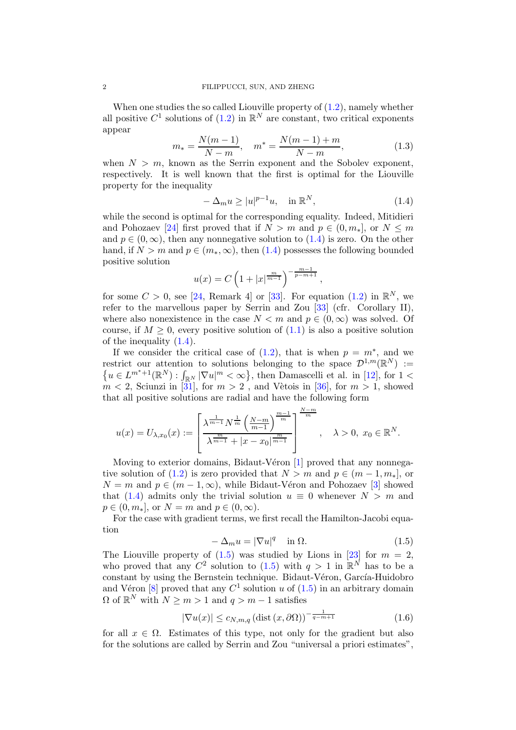When one studies the so called Liouville property of (1.2), namely whether all positive $C^1$ solutions of (1.2) in $\mathbb{R}^N$ are constant, two critical exponents appear

$$m_* = \frac{N(m-1)}{N-m}, \quad m^* = \frac{N(m-1)+m}{N-m}, \tag{1.3}$$

when $N > m$, known as the Serrin exponent and the Sobolev exponent, respectively. It is well known that the first is optimal for the Liouville property for the inequality

$$-\Delta_m u \geq |u|^{p-1}u, \quad \text{in } \mathbb{R}^N, \tag{1.4}$$

while the second is optimal for the corresponding equality. Indeed, Mitidieri and Pohozaev [24] first proved that if $N > m$ and $p \in (0, m_*]$, or $N \leq m$ and $p \in (0, \infty)$, then any nonnegative solution to (1.4) is zero. On the other hand, if $N > m$ and $p \in (m_*, \infty)$, then (1.4) possesses the following bounded positive solution

$$u(x) = C\left(1 + |x|^{\frac{m}{m-1}}\right)^{-\frac{m-1}{p-m+1}},$$

for some $C > 0$, see [24, Remark 4] or [33]. For equation (1.2) in $\mathbb{R}^N$, we refer to the marvellous paper by Serrin and Zou [33] (cfr. Corollary II), where also nonexistence in the case $N < m$ and $p \in (0, \infty)$ was solved. Of course, if $M \geq 0$, every positive solution of (1.1) is also a positive solution of the inequality (1.4).

If we consider the critical case of (1.2), that is when $p = m^*$, and we restrict our attention to solutions belonging to the space $\mathcal{D}^{1,m}(\mathbb{R}^N) := \left\{u \in L^{m^*+1}(\mathbb{R}^N) : \int_{\mathbb{R}^N} |\nabla u|^m < \infty\right\}$, then Damascelli et al. in [12], for $1 < m < 2$, Sciunzi in [31], for $m > 2$ , and Vètois in [36], for $m > 1$, showed that all positive solutions are radial and have the following form

$$u(x) = U_{\lambda, x_0}(x) := \left[\frac{\lambda^{\frac{1}{m-1}} N^{\frac{1}{m}} \left(\frac{N-m}{m-1}\right)^{\frac{m-1}{m}}}{\lambda^{\frac{m}{m-1}} + |x - x_0|^{\frac{m}{m-1}}}\right]^{\frac{N-m}{m}}, \quad \lambda > 0, \ x_0 \in \mathbb{R}^N.$$

Moving to exterior domains, Bidaut-Véron [1] proved that any nonnegative solution of (1.2) is zero provided that $N > m$ and $p \in (m-1, m_*]$, or $N = m$ and $p \in (m-1, \infty)$, while Bidaut-Véron and Pohozaev [3] showed that (1.4) admits only the trivial solution $u \equiv 0$ whenever $N > m$ and $p \in (0, m_*]$, or $N = m$ and $p \in (0, \infty)$.

For the case with gradient terms, we first recall the Hamilton-Jacobi equation

$$-\Delta_m u = |\nabla u|^q \quad \text{in } \Omega. \tag{1.5}$$

The Liouville property of (1.5) was studied by Lions in [23] for $m = 2$, who proved that any $C^2$ solution to (1.5) with $q > 1$ in $\mathbb{R}^N$ has to be a constant by using the Bernstein technique. Bidaut-Véron, García-Huidobro and Véron [8] proved that any $C^1$ solution $u$ of (1.5) in an arbitrary domain $\Omega$ of $\mathbb{R}^N$ with $N \geq m > 1$ and $q > m-1$ satisfies

$$|\nabla u(x)| \leq c_{N,m,q} \left(\text{dist}\,(x, \partial\Omega)\right)^{-\frac{1}{q-m+1}} \tag{1.6}$$

for all $x \in \Omega$. Estimates of this type, not only for the gradient but also for the solutions are called by Serrin and Zou "universal a priori estimates",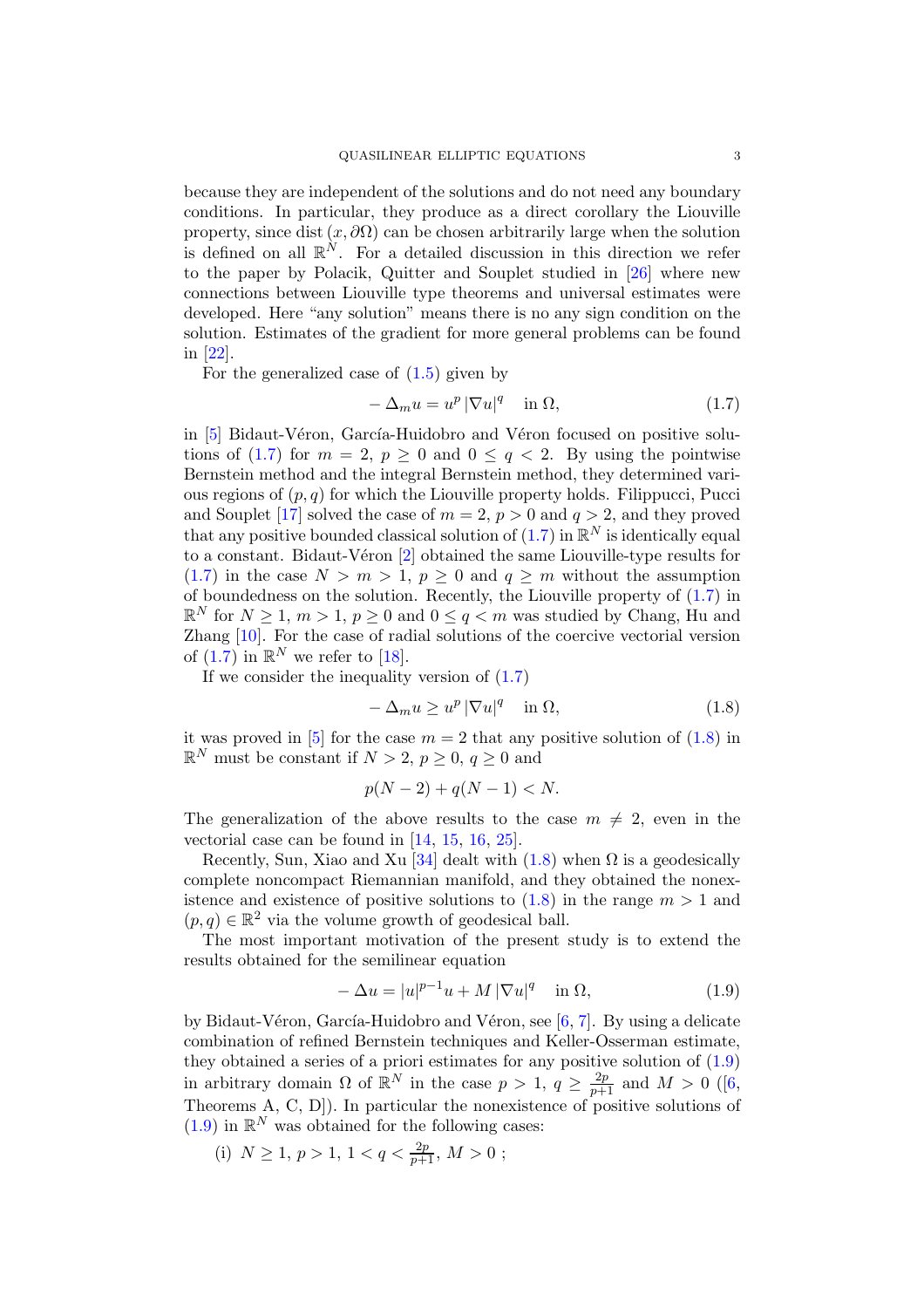because they are independent of the solutions and do not need any boundary conditions. In particular, they produce as a direct corollary the Liouville property, since dist $(x, \partial\Omega)$ can be chosen arbitrarily large when the solution is defined on all $\mathbb{R}^N$. For a detailed discussion in this direction we refer to the paper by Polacik, Quitter and Souplet studied in [26] where new connections between Liouville type theorems and universal estimates were developed. Here "any solution" means there is no any sign condition on the solution. Estimates of the gradient for more general problems can be found in [22].

For the generalized case of (1.5) given by

$$-\Delta_m u = u^p |\nabla u|^q \quad \text{in } \Omega, \tag{1.7}$$

in [5] Bidaut-Véron, García-Huidobro and Véron focused on positive solutions of (1.7) for $m = 2$, $p \geq 0$ and $0 \leq q < 2$. By using the pointwise Bernstein method and the integral Bernstein method, they determined various regions of $(p, q)$ for which the Liouville property holds. Filippucci, Pucci and Souplet [17] solved the case of $m = 2$, $p > 0$ and $q > 2$, and they proved that any positive bounded classical solution of (1.7) in $\mathbb{R}^N$ is identically equal to a constant. Bidaut-Véron [2] obtained the same Liouville-type results for (1.7) in the case $N > m > 1$, $p \geq 0$ and $q \geq m$ without the assumption of boundedness on the solution. Recently, the Liouville property of (1.7) in $\mathbb{R}^N$ for $N \geq 1$, $m > 1$, $p \geq 0$ and $0 \leq q < m$ was studied by Chang, Hu and Zhang [10]. For the case of radial solutions of the coercive vectorial version of (1.7) in $\mathbb{R}^N$ we refer to [18].

If we consider the inequality version of (1.7)

$$-\Delta_m u \geq u^p |\nabla u|^q \quad \text{in } \Omega, \tag{1.8}$$

it was proved in [5] for the case $m = 2$ that any positive solution of (1.8) in $\mathbb{R}^N$ must be constant if $N > 2$, $p \geq 0$, $q \geq 0$ and

$$p(N-2) + q(N-1) < N.$$

The generalization of the above results to the case $m \neq 2$, even in the vectorial case can be found in [14, 15, 16, 25].

Recently, Sun, Xiao and Xu [34] dealt with (1.8) when $\Omega$ is a geodesically complete noncompact Riemannian manifold, and they obtained the nonexistence and existence of positive solutions to (1.8) in the range $m > 1$ and $(p, q) \in \mathbb{R}^2$ via the volume growth of geodesical ball.

The most important motivation of the present study is to extend the results obtained for the semilinear equation

$$-\Delta u = |u|^{p-1}u + M |\nabla u|^q \quad \text{in } \Omega, \tag{1.9}$$

by Bidaut-Véron, García-Huidobro and Véron, see [6, 7]. By using a delicate combination of refined Bernstein techniques and Keller-Osserman estimate, they obtained a series of a priori estimates for any positive solution of (1.9) in arbitrary domain $\Omega$ of $\mathbb{R}^N$ in the case $p > 1$, $q \geq \frac{2p}{p+1}$ and $M > 0$ ([6, Theorems A, C, D]). In particular the nonexistence of positive solutions of (1.9) in $\mathbb{R}^N$ was obtained for the following cases:

(i) $N \geq 1$, $p > 1$, $1 < q < \frac{2p}{p+1}$, $M > 0$ ;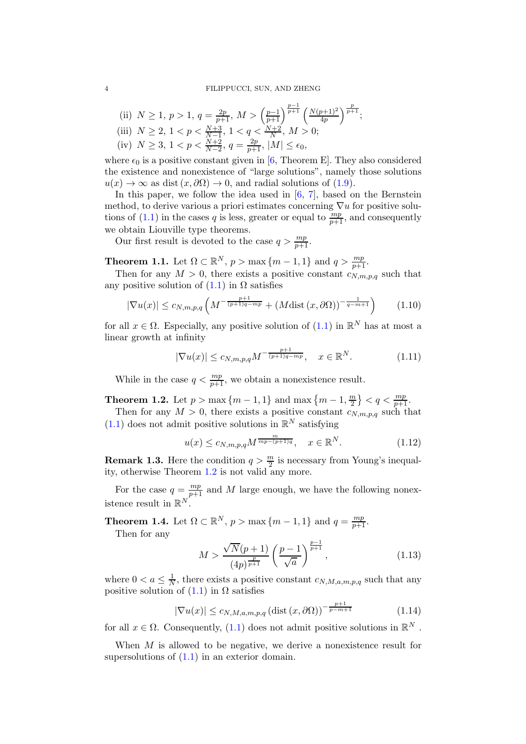(ii) $N \geq 1$, $p > 1$, $q = \frac{2p}{p+1}$, $M > \left(\frac{p-1}{p+1}\right)^{\frac{p-1}{p+1}} \left(\frac{N(p+1)^2}{4p}\right)^{\frac{p}{p+1}}$;

(iii) $N \geq 2$, $1 < p < \frac{N+3}{N-1}$, $1 < q < \frac{N+2}{N}$, $M > 0$;

(iv) $N \geq 3$, $1 < p < \frac{N+2}{N-2}$, $q = \frac{2p}{p+1}$, $|M| \leq \epsilon_0$,

where $\epsilon_0$ is a positive constant given in [6, Theorem E]. They also considered the existence and nonexistence of "large solutions", namely those solutions $u(x) \to \infty$ as $\operatorname{dist}(x, \partial\Omega) \to 0$, and radial solutions of (1.9).

In this paper, we follow the idea used in [6, 7], based on the Bernstein method, to derive various a priori estimates concerning $\nabla u$ for positive solutions of (1.1) in the cases $q$ is less, greater or equal to $\frac{mp}{p+1}$, and consequently we obtain Liouville type theorems.

Our first result is devoted to the case $q > \frac{mp}{p+1}$.

**Theorem 1.1.** Let $\Omega \subset \mathbb{R}^N$, $p > \max\{m-1, 1\}$ and $q > \frac{mp}{p+1}$.

Then for any $M > 0$, there exists a positive constant $c_{N,m,p,q}$ such that any positive solution of (1.1) in $\Omega$ satisfies

$$|\nabla u(x)| \leq c_{N,m,p,q} \left( M^{-\frac{p+1}{(p+1)q - mp}} + (M \operatorname{dist}(x, \partial\Omega))^{-\frac{1}{q-m+1}} \right) \tag{1.10}$$

for all $x \in \Omega$. Especially, any positive solution of (1.1) in $\mathbb{R}^N$ has at most a linear growth at infinity

$$|\nabla u(x)| \leq c_{N,m,p,q} M^{-\frac{p+1}{(p+1)q - mp}}, \quad x \in \mathbb{R}^N. \tag{1.11}$$

While in the case $q < \frac{mp}{p+1}$, we obtain a nonexistence result.

**Theorem 1.2.** Let $p > \max\{m-1, 1\}$ and $\max\{m-1, \frac{m}{2}\} < q < \frac{mp}{p+1}$.

Then for any $M > 0$, there exists a positive constant $c_{N,m,p,q}$ such that (1.1) does not admit positive solutions in $\mathbb{R}^N$ satisfying

$$u(x) \leq c_{N,m,p,q} M^{\frac{m}{mp - (p+1)q}}, \quad x \in \mathbb{R}^N. \tag{1.12}$$

**Remark 1.3.** Here the condition $q > \frac{m}{2}$ is necessary from Young's inequality, otherwise Theorem 1.2 is not valid any more.

For the case $q = \frac{mp}{p+1}$ and $M$ large enough, we have the following nonexistence result in $\mathbb{R}^N$.

**Theorem 1.4.** Let $\Omega \subset \mathbb{R}^N$, $p > \max\{m-1, 1\}$ and $q = \frac{mp}{p+1}$.

Then for any

$$M > \frac{\sqrt{N}(p+1)}{(4p)^{\frac{p}{p+1}}} \left(\frac{p-1}{\sqrt{a}}\right)^{\frac{p-1}{p+1}}, \tag{1.13}$$

where $0 < a \leq \frac{1}{N}$, there exists a positive constant $c_{N,M,a,m,p,q}$ such that any positive solution of (1.1) in $\Omega$ satisfies

$$|\nabla u(x)| \leq c_{N,M,a,m,p,q} \left(\operatorname{dist}(x, \partial\Omega)\right)^{-\frac{p+1}{p-m+1}} \tag{1.14}$$

for all $x \in \Omega$. Consequently, (1.1) does not admit positive solutions in $\mathbb{R}^N$.

When $M$ is allowed to be negative, we derive a nonexistence result for supersolutions of (1.1) in an exterior domain.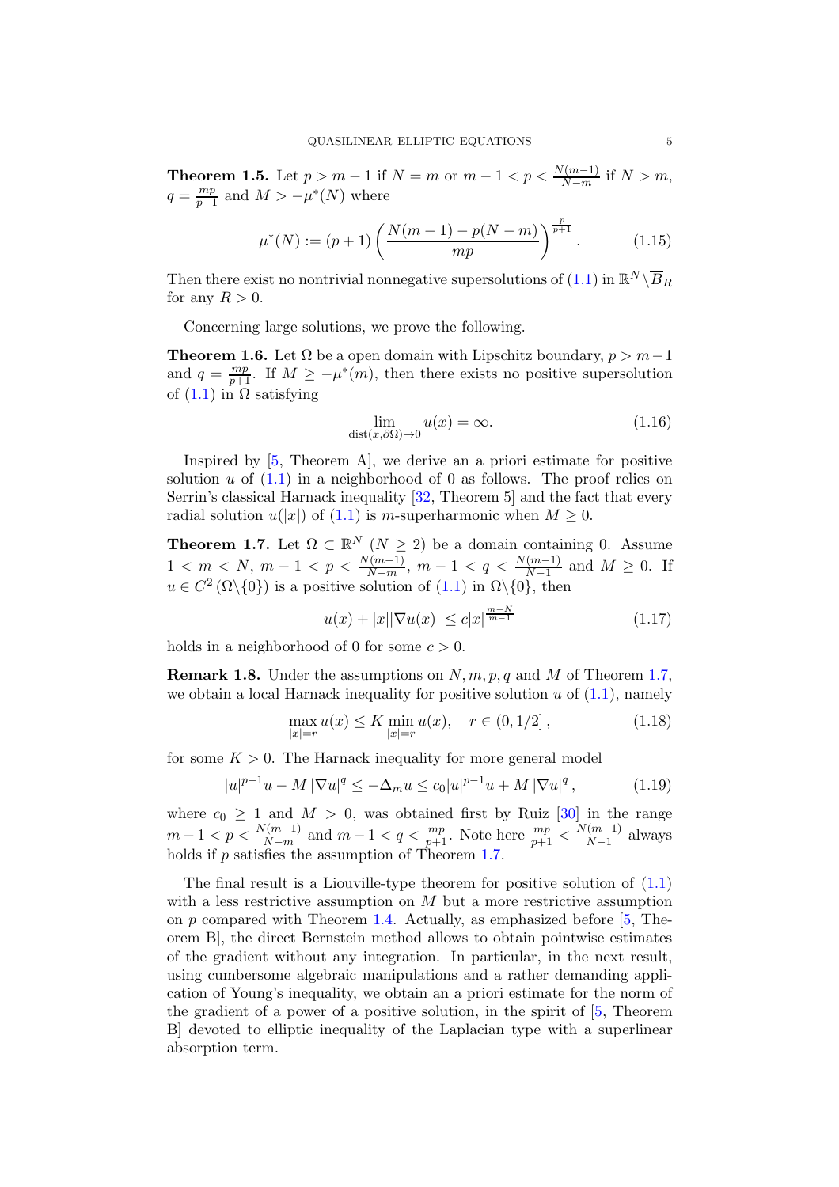**Theorem 1.5.** Let $p > m-1$ if $N = m$ or $m-1 < p < \frac{N(m-1)}{N-m}$ if $N > m$, $q = \frac{mp}{p+1}$ and $M > -\mu^*(N)$ where

$$\mu^*(N) := (p+1)\left(\frac{N(m-1) - p(N-m)}{mp}\right)^{\frac{p}{p+1}}. \tag{1.15}$$

Then there exist no nontrivial nonnegative supersolutions of (1.1) in $\mathbb{R}^N \backslash \overline{B}_R$ for any $R > 0$.

Concerning large solutions, we prove the following.

**Theorem 1.6.** Let $\Omega$ be a open domain with Lipschitz boundary, $p > m-1$ and $q = \frac{mp}{p+1}$. If $M \geq -\mu^*(m)$, then there exists no positive supersolution of (1.1) in $\Omega$ satisfying

$$\lim_{\operatorname{dist}(x,\partial\Omega)\to 0} u(x) = \infty. \tag{1.16}$$

Inspired by [5, Theorem A], we derive an a priori estimate for positive solution $u$ of (1.1) in a neighborhood of 0 as follows. The proof relies on Serrin's classical Harnack inequality [32, Theorem 5] and the fact that every radial solution $u(|x|)$ of (1.1) is $m$-superharmonic when $M \geq 0$.

**Theorem 1.7.** Let $\Omega \subset \mathbb{R}^N$ $(N \geq 2)$ be a domain containing 0. Assume $1 < m < N$, $m-1 < p < \frac{N(m-1)}{N-m}$, $m-1 < q < \frac{N(m-1)}{N-1}$ and $M \geq 0$. If $u \in C^2(\Omega \backslash \{0\})$ is a positive solution of (1.1) in $\Omega \backslash \{0\}$, then

$$u(x) + |x||\nabla u(x)| \leq c|x|^{\frac{m-N}{m-1}} \tag{1.17}$$

holds in a neighborhood of 0 for some $c > 0$.

**Remark 1.8.** Under the assumptions on $N, m, p, q$ and $M$ of Theorem 1.7, we obtain a local Harnack inequality for positive solution $u$ of (1.1), namely

$$\max_{|x|=r} u(x) \leq K \min_{|x|=r} u(x), \quad r \in (0, 1/2], \tag{1.18}$$

for some $K > 0$. The Harnack inequality for more general model

$$|u|^{p-1}u - M|\nabla u|^q \leq -\Delta_m u \leq c_0|u|^{p-1}u + M|\nabla u|^q, \tag{1.19}$$

where $c_0 \geq 1$ and $M > 0$, was obtained first by Ruiz [30] in the range $m-1 < p < \frac{N(m-1)}{N-m}$ and $m-1 < q < \frac{mp}{p+1}$. Note here $\frac{mp}{p+1} < \frac{N(m-1)}{N-1}$ always holds if $p$ satisfies the assumption of Theorem 1.7.

The final result is a Liouville-type theorem for positive solution of (1.1) with a less restrictive assumption on $M$ but a more restrictive assumption on $p$ compared with Theorem 1.4. Actually, as emphasized before [5, Theorem B], the direct Bernstein method allows to obtain pointwise estimates of the gradient without any integration. In particular, in the next result, using cumbersome algebraic manipulations and a rather demanding application of Young's inequality, we obtain an a priori estimate for the norm of the gradient of a power of a positive solution, in the spirit of [5, Theorem B] devoted to elliptic inequality of the Laplacian type with a superlinear absorption term.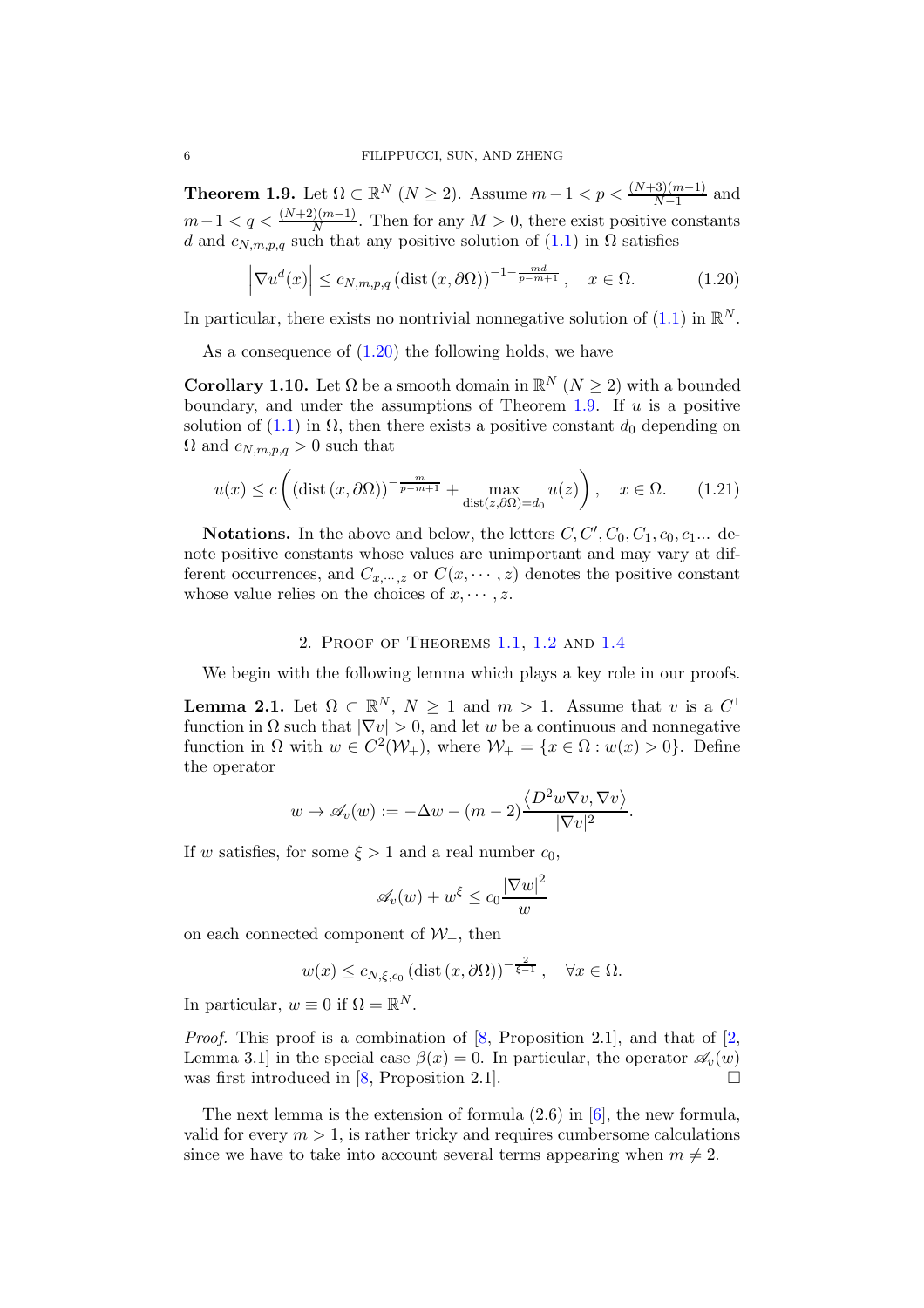**Theorem 1.9.** Let $\Omega \subset \mathbb{R}^N$ $(N \geq 2)$. Assume $m-1 < p < \frac{(N+3)(m-1)}{N-1}$ and $m-1 < q < \frac{(N+2)(m-1)}{N}$. Then for any $M > 0$, there exist positive constants $d$ and $c_{N,m,p,q}$ such that any positive solution of (1.1) in $\Omega$ satisfies

$$\left|\nabla u^d(x)\right| \leq c_{N,m,p,q} \left(\operatorname{dist}(x, \partial\Omega)\right)^{-1-\frac{md}{p-m+1}}, \quad x \in \Omega. \tag{1.20}$$

In particular, there exists no nontrivial nonnegative solution of (1.1) in $\mathbb{R}^N$.

As a consequence of (1.20) the following holds, we have

**Corollary 1.10.** Let $\Omega$ be a smooth domain in $\mathbb{R}^N$ $(N \geq 2)$ with a bounded boundary, and under the assumptions of Theorem 1.9. If $u$ is a positive solution of (1.1) in $\Omega$, then there exists a positive constant $d_0$ depending on $\Omega$ and $c_{N,m,p,q} > 0$ such that

$$u(x) \leq c \left( \left(\operatorname{dist}(x, \partial\Omega)\right)^{-\frac{m}{p-m+1}} + \max_{\operatorname{dist}(z,\partial\Omega)=d_0} u(z) \right), \quad x \in \Omega. \tag{1.21}$$

**Notations.** In the above and below, the letters $C, C', C_0, C_1, c_0, c_1 \ldots$ denote positive constants whose values are unimportant and may vary at different occurrences, and $C_{x,\cdots,z}$ or $C(x, \cdots, z)$ denotes the positive constant whose value relies on the choices of $x, \cdots, z$.

## 2. Proof of Theorems 1.1, 1.2 and 1.4

We begin with the following lemma which plays a key role in our proofs.

**Lemma 2.1.** Let $\Omega \subset \mathbb{R}^N$, $N \geq 1$ and $m > 1$. Assume that $v$ is a $C^1$ function in $\Omega$ such that $|\nabla v| > 0$, and let $w$ be a continuous and nonnegative function in $\Omega$ with $w \in C^2(\mathcal{W}_+)$, where $\mathcal{W}_+ = \{x \in \Omega : w(x) > 0\}$. Define the operator

$$w \to \mathscr{A}_v(w) := -\Delta w - (m-2)\frac{\langle D^2 w \nabla v, \nabla v\rangle}{|\nabla v|^2}.$$

If $w$ satisfies, for some $\xi > 1$ and a real number $c_0$,

$$\mathscr{A}_v(w) + w^\xi \leq c_0 \frac{|\nabla w|^2}{w}$$

on each connected component of $\mathcal{W}_+$, then

$$w(x) \leq c_{N,\xi,c_0} \left(\operatorname{dist}(x, \partial\Omega)\right)^{-\frac{2}{\xi-1}}, \quad \forall x \in \Omega.$$

In particular, $w \equiv 0$ if $\Omega = \mathbb{R}^N$.

*Proof.* This proof is a combination of [8, Proposition 2.1], and that of [2, Lemma 3.1] in the special case $\beta(x) = 0$. In particular, the operator $\mathscr{A}_v(w)$ was first introduced in [8, Proposition 2.1]. $\square$

The next lemma is the extension of formula (2.6) in [6], the new formula, valid for every $m > 1$, is rather tricky and requires cumbersome calculations since we have to take into account several terms appearing when $m \neq 2$.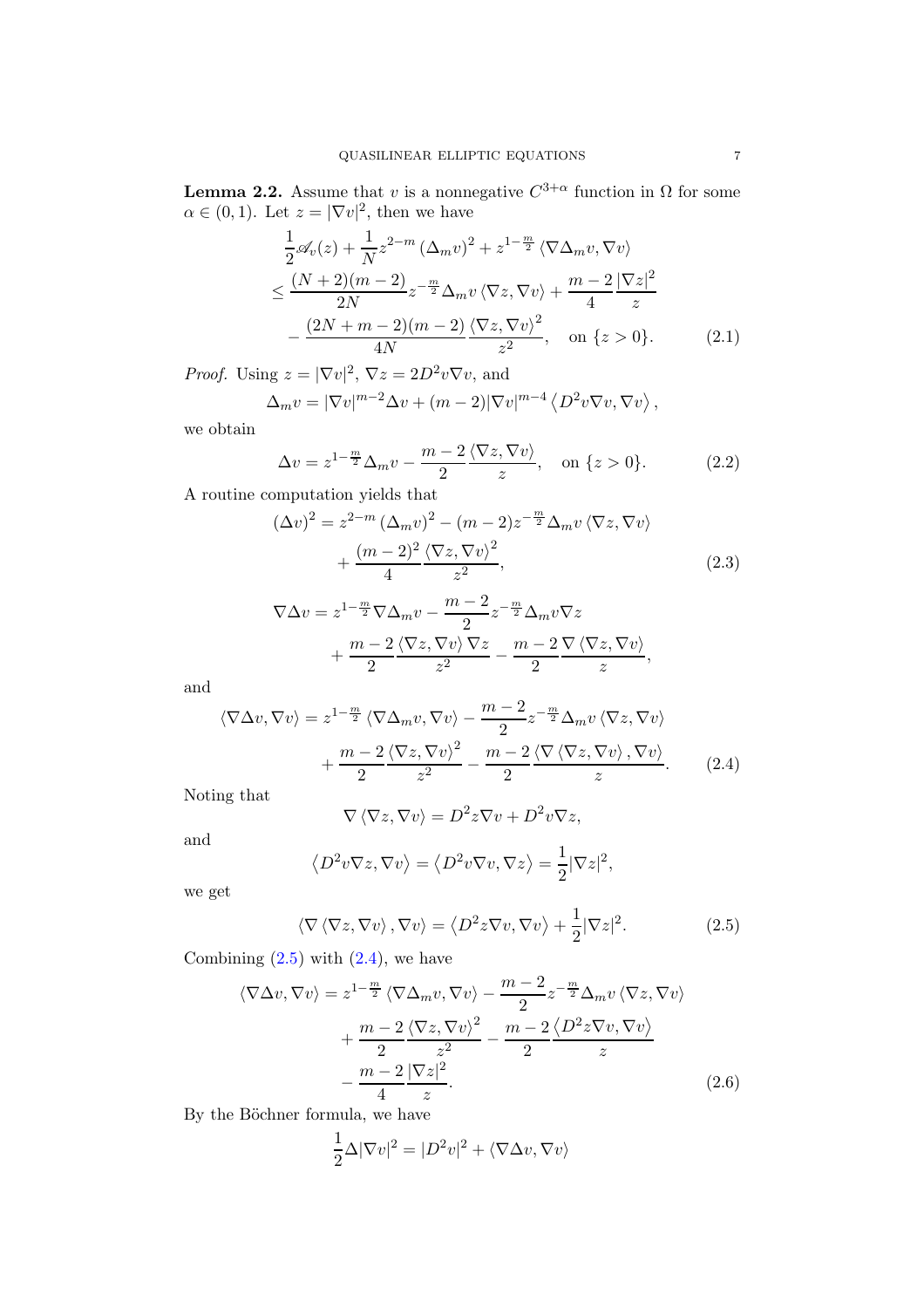**Lemma 2.2.** Assume that $v$ is a nonnegative $C^{3+\alpha}$ function in $\Omega$ for some $\alpha \in (0,1)$. Let $z = |\nabla v|^2$, then we have

$$
\begin{aligned}
&\frac{1}{2}\mathscr{A}_v(z) + \frac{1}{N} z^{2-m} \left(\Delta_m v\right)^2 + z^{1-\frac{m}{2}} \left\langle \nabla \Delta_m v, \nabla v \right\rangle \\
&\leq \frac{(N+2)(m-2)}{2N} z^{-\frac{m}{2}} \Delta_m v \left\langle \nabla z, \nabla v \right\rangle + \frac{m-2}{4} \frac{|\nabla z|^2}{z} \\
&\quad - \frac{(2N+m-2)(m-2)}{4N} \frac{\left\langle \nabla z, \nabla v \right\rangle^2}{z^2}, \quad \text{on } \{z > 0\}.
\end{aligned} \tag{2.1}
$$

*Proof.* Using $z = |\nabla v|^2$, $\nabla z = 2D^2 v \nabla v$, and

$$
\Delta_m v = |\nabla v|^{m-2} \Delta v + (m-2)|\nabla v|^{m-4} \left\langle D^2 v \nabla v, \nabla v \right\rangle,
$$

we obtain

$$
\Delta v = z^{1-\frac{m}{2}} \Delta_m v - \frac{m-2}{2} \frac{\left\langle \nabla z, \nabla v \right\rangle}{z}, \quad \text{on } \{z > 0\}. \tag{2.2}
$$

A routine computation yields that

$$
\begin{aligned}
(\Delta v)^2 &= z^{2-m} \left(\Delta_m v\right)^2 - (m-2) z^{-\frac{m}{2}} \Delta_m v \left\langle \nabla z, \nabla v \right\rangle \\
&\quad + \frac{(m-2)^2}{4} \frac{\left\langle \nabla z, \nabla v \right\rangle^2}{z^2},
\end{aligned} \tag{2.3}
$$

$$
\begin{aligned}
\nabla \Delta v &= z^{1-\frac{m}{2}} \nabla \Delta_m v - \frac{m-2}{2} z^{-\frac{m}{2}} \Delta_m v \nabla z \\
&\quad + \frac{m-2}{2} \frac{\left\langle \nabla z, \nabla v \right\rangle \nabla z}{z^2} - \frac{m-2}{2} \frac{\nabla \left\langle \nabla z, \nabla v \right\rangle}{z},
\end{aligned}
$$

and

$$
\begin{aligned}
\left\langle \nabla \Delta v, \nabla v \right\rangle &= z^{1-\frac{m}{2}} \left\langle \nabla \Delta_m v, \nabla v \right\rangle - \frac{m-2}{2} z^{-\frac{m}{2}} \Delta_m v \left\langle \nabla z, \nabla v \right\rangle \\
&\quad + \frac{m-2}{2} \frac{\left\langle \nabla z, \nabla v \right\rangle^2}{z^2} - \frac{m-2}{2} \frac{\left\langle \nabla \left\langle \nabla z, \nabla v \right\rangle, \nabla v \right\rangle}{z}.
\end{aligned} \tag{2.4}
$$

Noting that

$$
\nabla \left\langle \nabla z, \nabla v \right\rangle = D^2 z \nabla v + D^2 v \nabla z,
$$

and

$$
\left\langle D^2 v \nabla z, \nabla v \right\rangle = \left\langle D^2 v \nabla v, \nabla z \right\rangle = \frac{1}{2} |\nabla z|^2,
$$

we get

$$
\left\langle \nabla \left\langle \nabla z, \nabla v \right\rangle, \nabla v \right\rangle = \left\langle D^2 z \nabla v, \nabla v \right\rangle + \frac{1}{2} |\nabla z|^2. \tag{2.5}
$$

Combining (2.5) with (2.4), we have

$$
\begin{aligned}
\left\langle \nabla \Delta v, \nabla v \right\rangle &= z^{1-\frac{m}{2}} \left\langle \nabla \Delta_m v, \nabla v \right\rangle - \frac{m-2}{2} z^{-\frac{m}{2}} \Delta_m v \left\langle \nabla z, \nabla v \right\rangle \\
&\quad + \frac{m-2}{2} \frac{\left\langle \nabla z, \nabla v \right\rangle^2}{z^2} - \frac{m-2}{2} \frac{\left\langle D^2 z \nabla v, \nabla v \right\rangle}{z} \\
&\quad - \frac{m-2}{4} \frac{|\nabla z|^2}{z}.
\end{aligned} \tag{2.6}
$$

By the Böchner formula, we have

$$
\frac{1}{2} \Delta |\nabla v|^2 = |D^2 v|^2 + \left\langle \nabla \Delta v, \nabla v \right\rangle
$$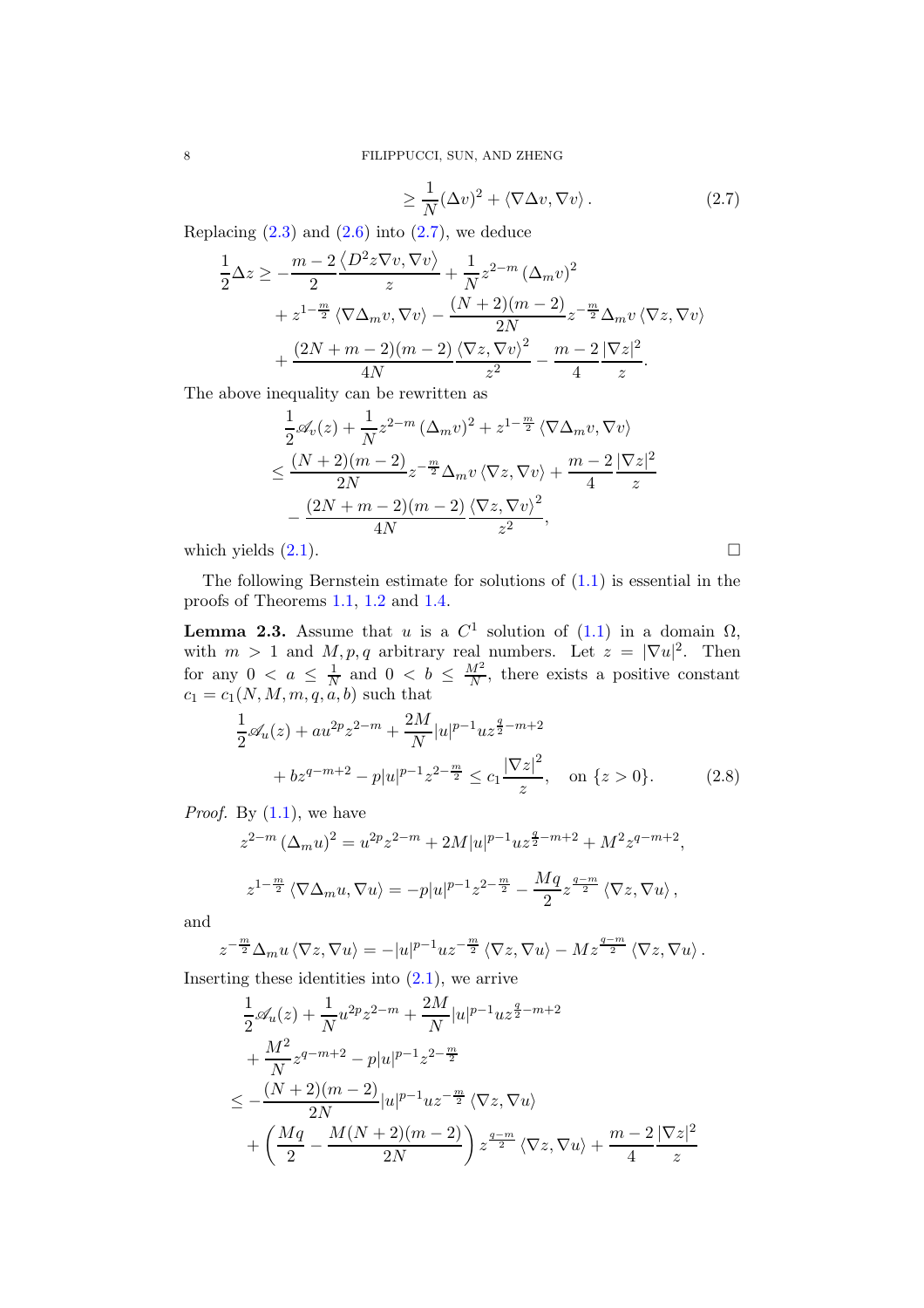$$\geq \frac{1}{N}(\Delta v)^2 + \langle \nabla \Delta v, \nabla v \rangle . \tag{2.7}$$

Replacing (2.3) and (2.6) into (2.7), we deduce

$$\begin{aligned}
\frac{1}{2}\Delta z \geq & -\frac{m-2}{2}\frac{\langle D^2 z \nabla v, \nabla v\rangle}{z} + \frac{1}{N} z^{2-m}\left(\Delta_m v\right)^2 \\
& + z^{1-\frac{m}{2}}\left\langle \nabla \Delta_m v, \nabla v\right\rangle - \frac{(N+2)(m-2)}{2N} z^{-\frac{m}{2}} \Delta_m v \left\langle \nabla z, \nabla v\right\rangle \\
& + \frac{(2N+m-2)(m-2)}{4N}\frac{\langle \nabla z, \nabla v\rangle^2}{z^2} - \frac{m-2}{4}\frac{|\nabla z|^2}{z}.
\end{aligned}$$

The above inequality can be rewritten as

$$\begin{aligned}
& \frac{1}{2}\mathscr{A}_v(z) + \frac{1}{N} z^{2-m}\left(\Delta_m v\right)^2 + z^{1-\frac{m}{2}}\left\langle \nabla \Delta_m v, \nabla v\right\rangle \\
\leq & \frac{(N+2)(m-2)}{2N} z^{-\frac{m}{2}} \Delta_m v \left\langle \nabla z, \nabla v\right\rangle + \frac{m-2}{4}\frac{|\nabla z|^2}{z} \\
& - \frac{(2N+m-2)(m-2)}{4N}\frac{\langle \nabla z, \nabla v\rangle^2}{z^2},
\end{aligned}$$

which yields (2.1). □

The following Bernstein estimate for solutions of (1.1) is essential in the proofs of Theorems 1.1, 1.2 and 1.4.

**Lemma 2.3.** Assume that $u$ is a $C^1$ solution of (1.1) in a domain $\Omega$, with $m > 1$ and $M, p, q$ arbitrary real numbers. Let $z = |\nabla u|^2$. Then for any $0 < a \leq \frac{1}{N}$ and $0 < b \leq \frac{M^2}{N}$, there exists a positive constant $c_1 = c_1(N, M, m, q, a, b)$ such that

$$\begin{aligned}
& \frac{1}{2}\mathscr{A}_u(z) + a u^{2p} z^{2-m} + \frac{2M}{N}|u|^{p-1} u z^{\frac{q}{2}-m+2} \\
& \quad + b z^{q-m+2} - p|u|^{p-1} z^{2-\frac{m}{2}} \leq c_1 \frac{|\nabla z|^2}{z}, \quad \text{on } \{z > 0\}.
\end{aligned} \tag{2.8}$$

*Proof.* By (1.1), we have

$$z^{2-m}\left(\Delta_m u\right)^2 = u^{2p} z^{2-m} + 2M|u|^{p-1} u z^{\frac{q}{2}-m+2} + M^2 z^{q-m+2},$$

$$z^{1-\frac{m}{2}}\left\langle \nabla \Delta_m u, \nabla u\right\rangle = -p|u|^{p-1} z^{2-\frac{m}{2}} - \frac{Mq}{2} z^{\frac{q-m}{2}}\left\langle \nabla z, \nabla u\right\rangle,$$

and

$$z^{-\frac{m}{2}} \Delta_m u \left\langle \nabla z, \nabla u\right\rangle = -|u|^{p-1} u z^{-\frac{m}{2}}\left\langle \nabla z, \nabla u\right\rangle - M z^{\frac{q-m}{2}}\left\langle \nabla z, \nabla u\right\rangle.$$

Inserting these identities into (2.1), we arrive

$$\begin{aligned}
& \frac{1}{2}\mathscr{A}_u(z) + \frac{1}{N} u^{2p} z^{2-m} + \frac{2M}{N}|u|^{p-1} u z^{\frac{q}{2}-m+2} \\
& + \frac{M^2}{N} z^{q-m+2} - p|u|^{p-1} z^{2-\frac{m}{2}} \\
\leq & -\frac{(N+2)(m-2)}{2N}|u|^{p-1} u z^{-\frac{m}{2}}\left\langle \nabla z, \nabla u\right\rangle \\
& + \left(\frac{Mq}{2} - \frac{M(N+2)(m-2)}{2N}\right) z^{\frac{q-m}{2}}\left\langle \nabla z, \nabla u\right\rangle + \frac{m-2}{4}\frac{|\nabla z|^2}{z}
\end{aligned}$$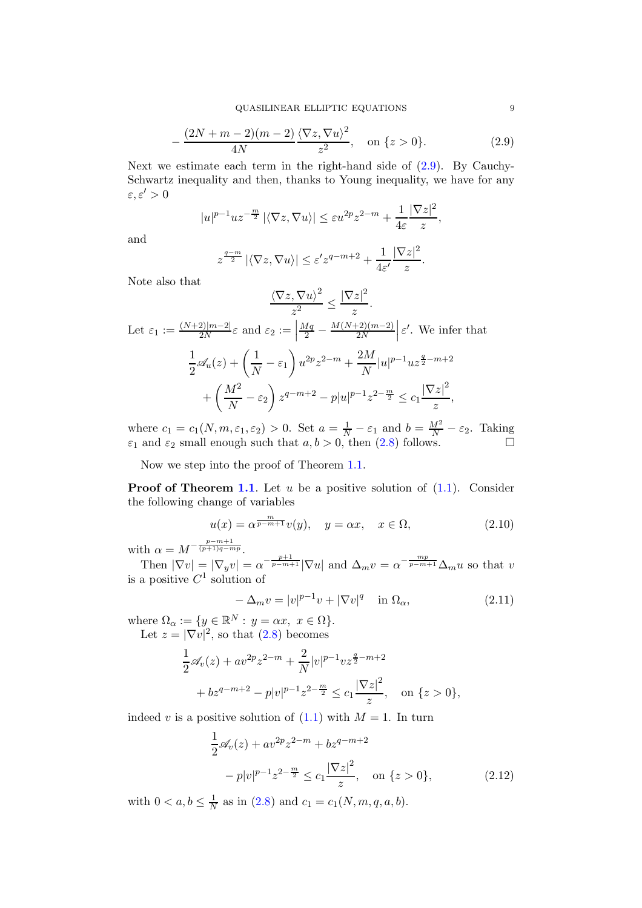$$- \frac{(2N+m-2)(m-2)}{4N}\frac{\langle \nabla z, \nabla u\rangle^2}{z^2}, \quad \text{on } \{z>0\}. \tag{2.9}$$

Next we estimate each term in the right-hand side of (2.9). By Cauchy-Schwartz inequality and then, thanks to Young inequality, we have for any $\varepsilon, \varepsilon' > 0$

$$|u|^{p-1} u z^{-\frac{m}{2}} |\langle \nabla z, \nabla u\rangle| \le \varepsilon u^{2p} z^{2-m} + \frac{1}{4\varepsilon}\frac{|\nabla z|^2}{z},$$

and

$$z^{\frac{q-m}{2}} |\langle \nabla z, \nabla u\rangle| \le \varepsilon' z^{q-m+2} + \frac{1}{4\varepsilon'}\frac{|\nabla z|^2}{z}.$$

Note also that

$$\frac{\langle \nabla z, \nabla u\rangle^2}{z^2} \le \frac{|\nabla z|^2}{z}.$$

Let $\varepsilon_1 := \frac{(N+2)|m-2|}{2N}\varepsilon$ and $\varepsilon_2 := \left|\frac{Mq}{2} - \frac{M(N+2)(m-2)}{2N}\right|\varepsilon'$. We infer that

$$\frac{1}{2}\mathscr{A}_u(z) + \left(\frac{1}{N} - \varepsilon_1\right) u^{2p} z^{2-m} + \frac{2M}{N}|u|^{p-1} u z^{\frac{q}{2}-m+2}$$
$$+ \left(\frac{M^2}{N} - \varepsilon_2\right) z^{q-m+2} - p|u|^{p-1} z^{2-\frac{m}{2}} \le c_1 \frac{|\nabla z|^2}{z},$$

where $c_1 = c_1(N, m, \varepsilon_1, \varepsilon_2) > 0$. Set $a = \frac{1}{N} - \varepsilon_1$ and $b = \frac{M^2}{N} - \varepsilon_2$. Taking $\varepsilon_1$ and $\varepsilon_2$ small enough such that $a, b > 0$, then (2.8) follows. □

Now we step into the proof of Theorem 1.1.

**Proof of Theorem 1.1**. Let $u$ be a positive solution of (1.1). Consider the following change of variables

$$u(x) = \alpha^{\frac{m}{p-m+1}} v(y), \quad y = \alpha x, \quad x \in \Omega, \tag{2.10}$$

with $\alpha = M^{-\frac{p-m+1}{(p+1)q-mp}}$.

Then $|\nabla v| = |\nabla_y v| = \alpha^{-\frac{p+1}{p-m+1}}|\nabla u|$ and $\Delta_m v = \alpha^{-\frac{mp}{p-m+1}}\Delta_m u$ so that $v$ is a positive $C^1$ solution of

$$- \Delta_m v = |v|^{p-1} v + |\nabla v|^q \quad \text{in } \Omega_\alpha, \tag{2.11}$$

where $\Omega_\alpha := \{y \in \mathbb{R}^N : \, y = \alpha x, \; x \in \Omega\}$.

Let $z = |\nabla v|^2$, so that (2.8) becomes

$$\frac{1}{2}\mathscr{A}_v(z) + a v^{2p} z^{2-m} + \frac{2}{N}|v|^{p-1} v z^{\frac{q}{2}-m+2}$$
$$+ b z^{q-m+2} - p|v|^{p-1} z^{2-\frac{m}{2}} \le c_1 \frac{|\nabla z|^2}{z}, \quad \text{on } \{z>0\},$$

indeed $v$ is a positive solution of (1.1) with $M = 1$. In turn

$$\frac{1}{2}\mathscr{A}_v(z) + a v^{2p} z^{2-m} + b z^{q-m+2}$$
$$- p|v|^{p-1} z^{2-\frac{m}{2}} \le c_1 \frac{|\nabla z|^2}{z}, \quad \text{on } \{z>0\}, \tag{2.12}$$

with $0 < a, b \le \frac{1}{N}$ as in (2.8) and $c_1 = c_1(N, m, q, a, b)$.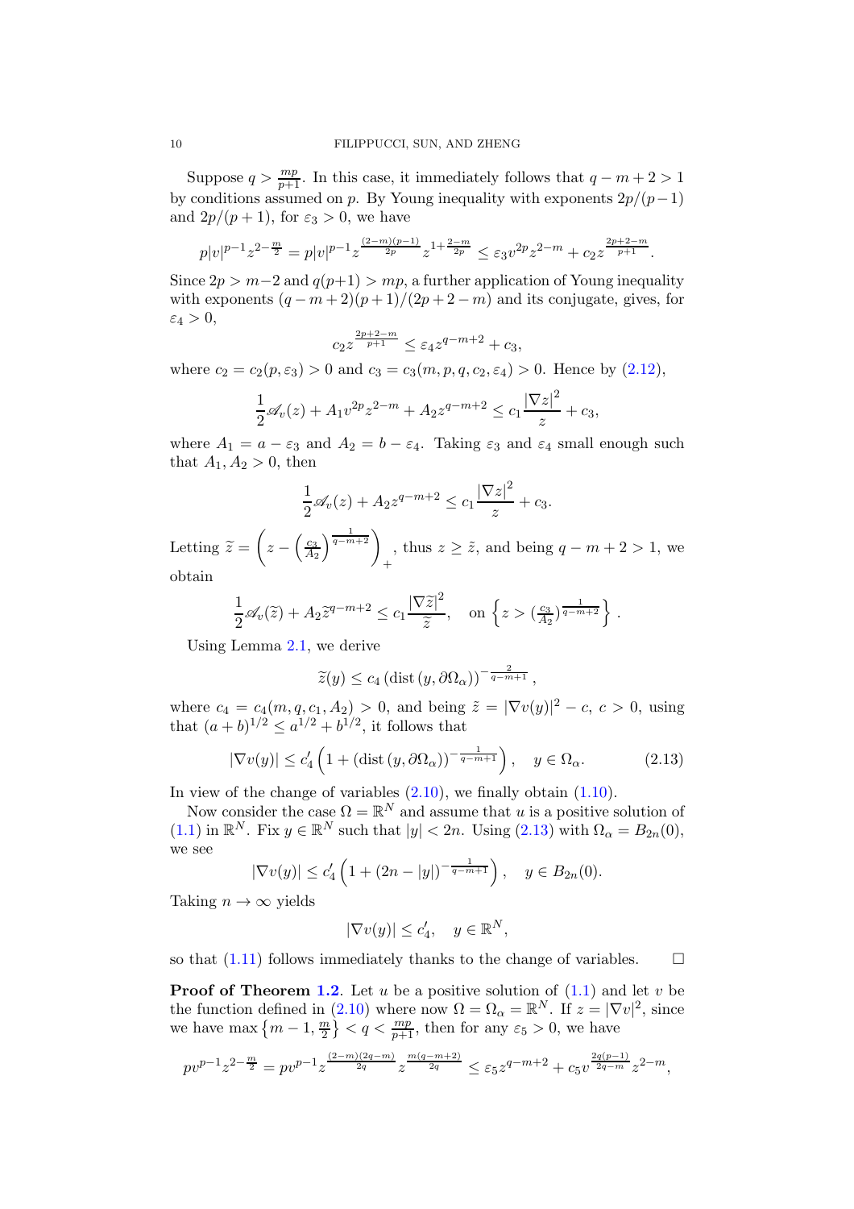Suppose $q > \frac{mp}{p+1}$. In this case, it immediately follows that $q-m+2>1$ by conditions assumed on $p$. By Young inequality with exponents $2p/(p-1)$ and $2p/(p+1)$, for $\varepsilon_3 > 0$, we have

$$p|v|^{p-1}z^{2-\frac{m}{2}} = p|v|^{p-1}z^{\frac{(2-m)(p-1)}{2p}}z^{1+\frac{2-m}{2p}} \le \varepsilon_3 v^{2p}z^{2-m} + c_2 z^{\frac{2p+2-m}{p+1}}.$$

Since $2p > m-2$ and $q(p+1) > mp$, a further application of Young inequality with exponents $(q-m+2)(p+1)/(2p+2-m)$ and its conjugate, gives, for $\varepsilon_4 > 0$,

$$c_2 z^{\frac{2p+2-m}{p+1}} \le \varepsilon_4 z^{q-m+2} + c_3,$$

where $c_2 = c_2(p,\varepsilon_3) > 0$ and $c_3 = c_3(m,p,q,c_2,\varepsilon_4) > 0$. Hence by (2.12),

$$\frac{1}{2}\mathscr{A}_v(z) + A_1 v^{2p}z^{2-m} + A_2 z^{q-m+2} \le c_1\frac{|\nabla z|^2}{z} + c_3,$$

where $A_1 = a - \varepsilon_3$ and $A_2 = b - \varepsilon_4$. Taking $\varepsilon_3$ and $\varepsilon_4$ small enough such that $A_1, A_2 > 0$, then

$$\frac{1}{2}\mathscr{A}_v(z) + A_2 z^{q-m+2} \le c_1\frac{|\nabla z|^2}{z} + c_3.$$

Letting $\widetilde{z} = \left(z - \left(\frac{c_3}{A_2}\right)^{\frac{1}{q-m+2}}\right)_+$, thus $z \ge \tilde{z}$, and being $q-m+2>1$, we obtain

$$\frac{1}{2}\mathscr{A}_v(\widetilde{z}) + A_2\widetilde{z}^{q-m+2} \le c_1\frac{|\nabla \widetilde{z}|^2}{\widetilde{z}}, \quad \text{on } \left\{z > (\tfrac{c_3}{A_2})^{\frac{1}{q-m+2}}\right\}.$$

Using Lemma 2.1, we derive

$$\widetilde{z}(y) \le c_4\left(\operatorname{dist}(y,\partial\Omega_\alpha)\right)^{-\frac{2}{q-m+1}},$$

where $c_4 = c_4(m,q,c_1,A_2) > 0$, and being $\tilde{z} = |\nabla v(y)|^2 - c$, $c>0$, using that $(a+b)^{1/2} \le a^{1/2} + b^{1/2}$, it follows that

$$|\nabla v(y)| \le c_4'\left(1 + \left(\operatorname{dist}(y,\partial\Omega_\alpha)\right)^{-\frac{1}{q-m+1}}\right), \quad y \in \Omega_\alpha. \tag{2.13}$$

In view of the change of variables (2.10), we finally obtain (1.10).

Now consider the case $\Omega = \mathbb{R}^N$ and assume that $u$ is a positive solution of (1.1) in $\mathbb{R}^N$. Fix $y \in \mathbb{R}^N$ such that $|y| < 2n$. Using (2.13) with $\Omega_\alpha = B_{2n}(0)$, we see

$$|\nabla v(y)| \le c_4'\left(1 + (2n - |y|)^{-\frac{1}{q-m+1}}\right), \quad y \in B_{2n}(0).$$

Taking $n \to \infty$ yields

$$|\nabla v(y)| \le c_4', \quad y \in \mathbb{R}^N,$$

so that (1.11) follows immediately thanks to the change of variables. $\square$

**Proof of Theorem 1.2.** Let $u$ be a positive solution of (1.1) and let $v$ be the function defined in (2.10) where now $\Omega = \Omega_\alpha = \mathbb{R}^N$. If $z = |\nabla v|^2$, since we have $\max\left\{m-1, \frac{m}{2}\right\} < q < \frac{mp}{p+1}$, then for any $\varepsilon_5 > 0$, we have

$$pv^{p-1}z^{2-\frac{m}{2}} = pv^{p-1}z^{\frac{(2-m)(2q-m)}{2q}}z^{\frac{m(q-m+2)}{2q}} \le \varepsilon_5 z^{q-m+2} + c_5 v^{\frac{2q(p-1)}{2q-m}}z^{2-m},$$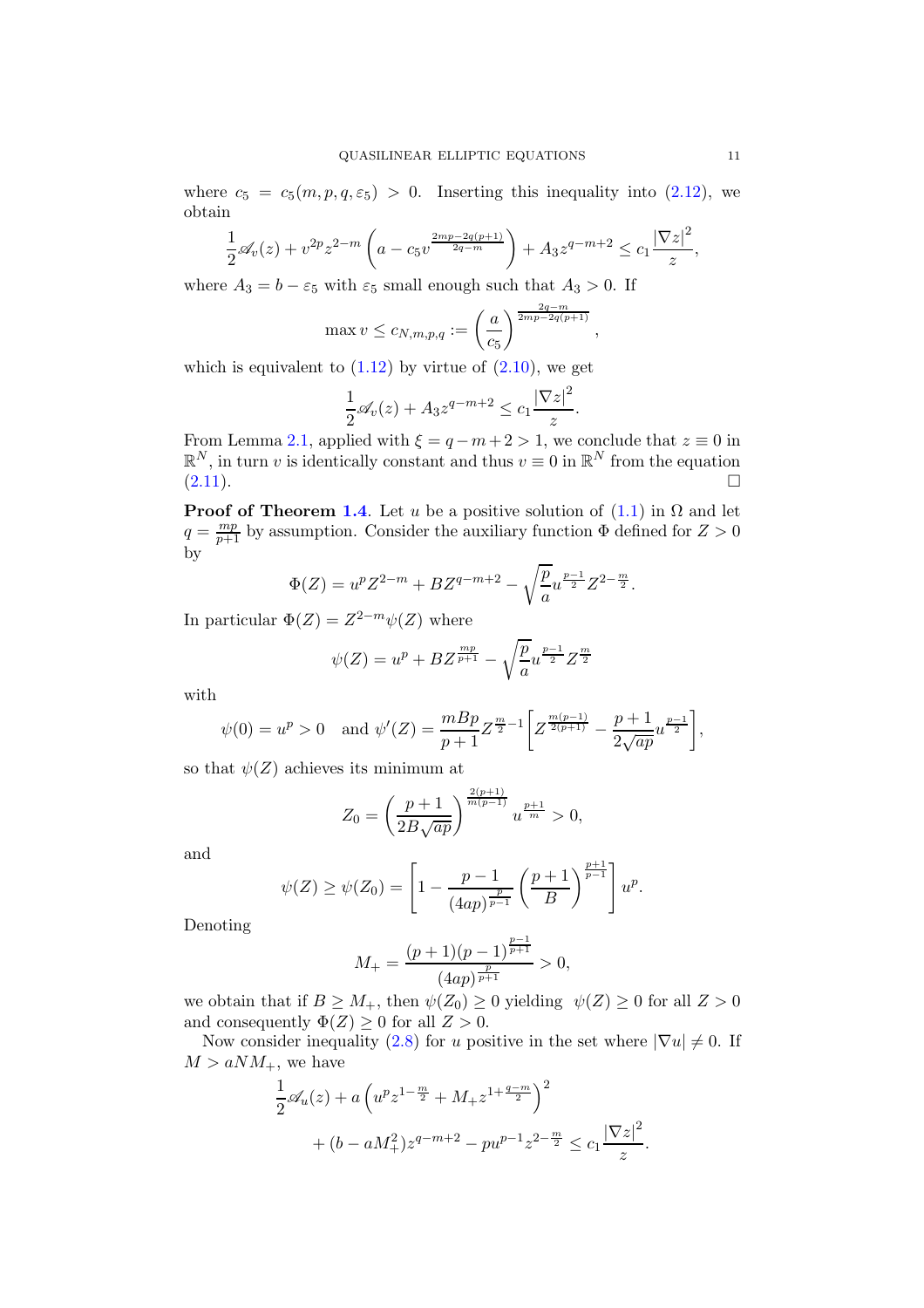where $c_5 = c_5(m,p,q,\varepsilon_5) > 0$. Inserting this inequality into (2.12), we obtain

$$\frac{1}{2}\mathscr{A}_v(z) + v^{2p}z^{2-m}\left(a - c_5 v^{\frac{2mp-2q(p+1)}{2q-m}}\right) + A_3 z^{q-m+2} \le c_1\frac{|\nabla z|^2}{z},$$

where $A_3 = b - \varepsilon_5$ with $\varepsilon_5$ small enough such that $A_3 > 0$. If

$$\max v \le c_{N,m,p,q} := \left(\frac{a}{c_5}\right)^{\frac{2q-m}{2mp-2q(p+1)}},$$

which is equivalent to (1.12) by virtue of (2.10), we get

$$\frac{1}{2}\mathscr{A}_v(z) + A_3 z^{q-m+2} \le c_1\frac{|\nabla z|^2}{z}.$$

From Lemma 2.1, applied with $\xi = q-m+2 > 1$, we conclude that $z \equiv 0$ in $\mathbb{R}^N$, in turn $v$ is identically constant and thus $v \equiv 0$ in $\mathbb{R}^N$ from the equation (2.11). $\square$

**Proof of Theorem 1.4**. Let $u$ be a positive solution of (1.1) in $\Omega$ and let $q = \frac{mp}{p+1}$ by assumption. Consider the auxiliary function $\Phi$ defined for $Z > 0$ by

$$\Phi(Z) = u^p Z^{2-m} + BZ^{q-m+2} - \sqrt{\frac{p}{a}}u^{\frac{p-1}{2}}Z^{2-\frac{m}{2}}.$$

In particular $\Phi(Z) = Z^{2-m}\psi(Z)$ where

$$\psi(Z) = u^p + BZ^{\frac{mp}{p+1}} - \sqrt{\frac{p}{a}}u^{\frac{p-1}{2}}Z^{\frac{m}{2}}$$

with

$$\psi(0) = u^p > 0 \quad \text{and } \psi'(Z) = \frac{mBp}{p+1}Z^{\frac{m}{2}-1}\left[Z^{\frac{m(p-1)}{2(p+1)}} - \frac{p+1}{2\sqrt{ap}}u^{\frac{p-1}{2}}\right],$$

so that $\psi(Z)$ achieves its minimum at

$$Z_0 = \left(\frac{p+1}{2B\sqrt{ap}}\right)^{\frac{2(p+1)}{m(p-1)}}u^{\frac{p+1}{m}} > 0,$$

and

$$\psi(Z) \ge \psi(Z_0) = \left[1 - \frac{p-1}{(4ap)^{\frac{p}{p-1}}}\left(\frac{p+1}{B}\right)^{\frac{p+1}{p-1}}\right]u^p.$$

Denoting

$$M_+ = \frac{(p+1)(p-1)^{\frac{p-1}{p+1}}}{(4ap)^{\frac{p}{p+1}}} > 0,$$

we obtain that if $B \ge M_+$, then $\psi(Z_0) \ge 0$ yielding $\psi(Z) \ge 0$ for all $Z > 0$ and consequently $\Phi(Z) \ge 0$ for all $Z > 0$.

Now consider inequality (2.8) for $u$ positive in the set where $|\nabla u| \ne 0$. If $M > aNM_+$, we have

$$\frac{1}{2}\mathscr{A}_u(z) + a\left(u^p z^{1-\frac{m}{2}} + M_+ z^{1+\frac{q-m}{2}}\right)^2$$
$$+ (b - aM_+^2)z^{q-m+2} - pu^{p-1}z^{2-\frac{m}{2}} \le c_1\frac{|\nabla z|^2}{z}.$$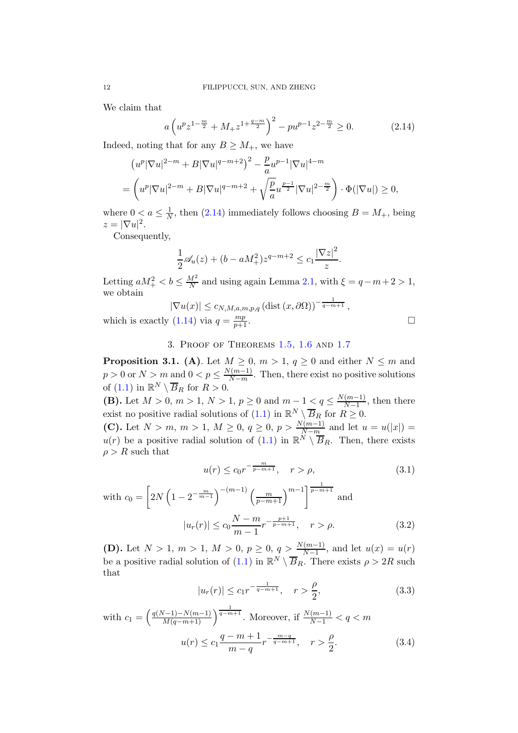We claim that

$$a\left(u^p z^{1-\frac{m}{2}} + M_+ z^{1+\frac{q-m}{2}}\right)^2 - pu^{p-1} z^{2-\frac{m}{2}} \geq 0. \tag{2.14}$$

Indeed, noting that for any $B \geq M_+$, we have

$$\begin{aligned}
&\left(u^p|\nabla u|^{2-m} + B|\nabla u|^{q-m+2}\right)^2 - \frac{p}{a}u^{p-1}|\nabla u|^{4-m} \\
&= \left(u^p|\nabla u|^{2-m} + B|\nabla u|^{q-m+2} + \sqrt{\frac{p}{a}}u^{\frac{p-1}{2}}|\nabla u|^{2-\frac{m}{2}}\right) \cdot \Phi(|\nabla u|) \geq 0,
\end{aligned}$$

where $0 < a \leq \frac{1}{N}$, then (2.14) immediately follows choosing $B = M_+$, being $z = |\nabla u|^2$.

Consequently,

$$\frac{1}{2}\mathscr{A}_u(z) + (b - aM_+^2)z^{q-m+2} \leq c_1 \frac{|\nabla z|^2}{z}.$$

Letting $aM_+^2 < b \leq \frac{M^2}{N}$ and using again Lemma 2.1, with $\xi = q - m + 2 > 1$, we obtain

$$|\nabla u(x)| \leq c_{N,M,a,m,p,q} \left(\operatorname{dist}(x, \partial\Omega)\right)^{-\frac{1}{q-m+1}},$$

which is exactly (1.14) via $q = \frac{mp}{p+1}$. $\square$

## 3. Proof of Theorems 1.5, 1.6 and 1.7

**Proposition 3.1. (A)**. Let $M \geq 0$, $m > 1$, $q \geq 0$ and either $N \leq m$ and $p > 0$ or $N > m$ and $0 < p \leq \frac{N(m-1)}{N-m}$. Then, there exist no positive solutions of (1.1) in $\mathbb{R}^N \setminus \overline{B}_R$ for $R > 0$.

**(B).** Let $M > 0$, $m > 1$, $N > 1$, $p \geq 0$ and $m - 1 < q \leq \frac{N(m-1)}{N-1}$, then there exist no positive radial solutions of (1.1) in $\mathbb{R}^N \setminus \overline{B}_R$ for $R \geq 0$.

**(C).** Let $N > m$, $m > 1$, $M \geq 0$, $q \geq 0$, $p > \frac{N(m-1)}{N-m}$ and let $u = u(|x|) = u(r)$ be a positive radial solution of (1.1) in $\mathbb{R}^N \setminus \overline{B}_R$. Then, there exists $\rho > R$ such that

$$u(r) \leq c_0 r^{-\frac{m}{p-m+1}}, \quad r > \rho, \tag{3.1}$$

with $c_0 = \left[2N\left(1 - 2^{-\frac{m}{m-1}}\right)^{-(m-1)}\left(\frac{m}{p-m+1}\right)^{m-1}\right]^{\frac{1}{p-m+1}}$ and

$$|u_r(r)| \leq c_0 \frac{N-m}{m-1} r^{-\frac{p+1}{p-m+1}}, \quad r > \rho. \tag{3.2}$$

**(D).** Let $N > 1$, $m > 1$, $M > 0$, $p \geq 0$, $q > \frac{N(m-1)}{N-1}$, and let $u(x) = u(r)$ be a positive radial solution of (1.1) in $\mathbb{R}^N \setminus \overline{B}_R$. There exists $\rho > 2R$ such that

$$|u_r(r)| \leq c_1 r^{-\frac{1}{q-m+1}}, \quad r > \frac{\rho}{2}, \tag{3.3}$$

with $c_1 = \left(\frac{q(N-1)-N(m-1)}{M(q-m+1)}\right)^{\frac{1}{q-m+1}}$. Moreover, if $\frac{N(m-1)}{N-1} < q < m$

$$u(r) \leq c_1 \frac{q-m+1}{m-q} r^{-\frac{m-q}{q-m+1}}, \quad r > \frac{\rho}{2}. \tag{3.4}$$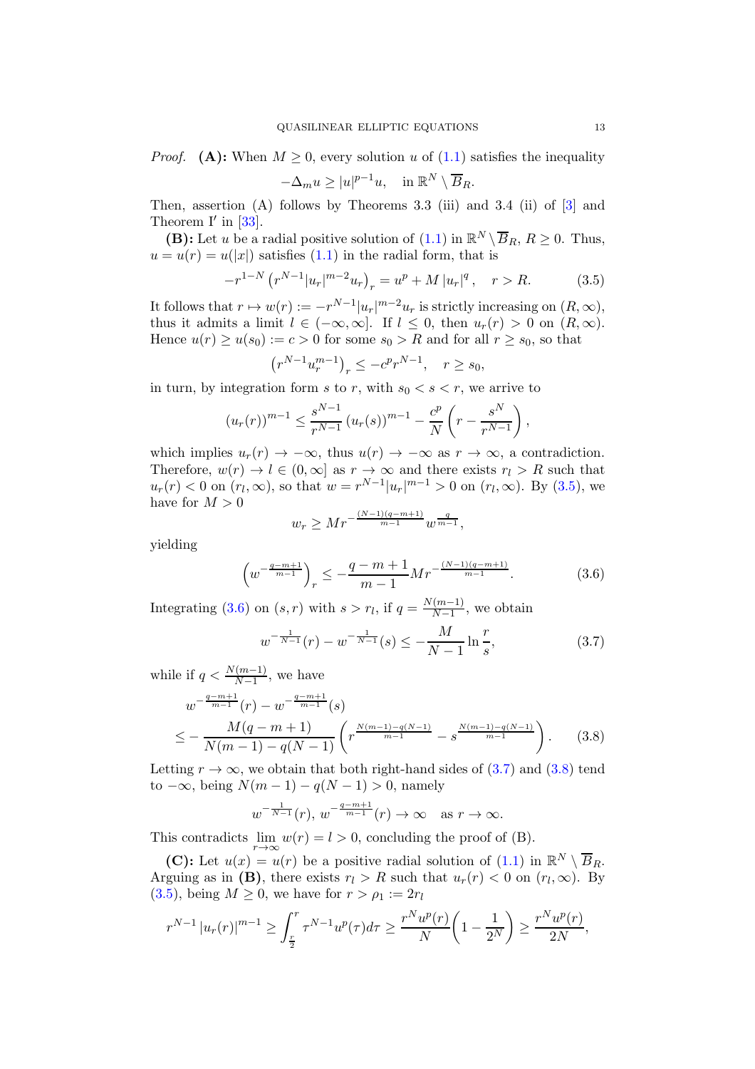*Proof.* **(A):** When $M \geq 0$, every solution $u$ of (1.1) satisfies the inequality

$$-\Delta_m u \geq |u|^{p-1}u, \quad \text{in } \mathbb{R}^N \setminus \overline{B}_R.$$

Then, assertion (A) follows by Theorems 3.3 (iii) and 3.4 (ii) of [3] and Theorem I$'$ in [33].

**(B):** Let $u$ be a radial positive solution of (1.1) in $\mathbb{R}^N \setminus \overline{B}_R$, $R \geq 0$. Thus, $u = u(r) = u(|x|)$ satisfies (1.1) in the radial form, that is

$$-r^{1-N}\left(r^{N-1}|u_r|^{m-2}u_r\right)_r = u^p + M\,|u_r|^q, \quad r > R. \tag{3.5}$$

It follows that $r \mapsto w(r) := -r^{N-1}|u_r|^{m-2}u_r$ is strictly increasing on $(R, \infty)$, thus it admits a limit $l \in (-\infty, \infty]$. If $l \leq 0$, then $u_r(r) > 0$ on $(R, \infty)$. Hence $u(r) \geq u(s_0) := c > 0$ for some $s_0 > R$ and for all $r \geq s_0$, so that

$$\left(r^{N-1}u_r^{m-1}\right)_r \leq -c^p r^{N-1}, \quad r \geq s_0,$$

in turn, by integration form $s$ to $r$, with $s_0 < s < r$, we arrive to

$$(u_r(r))^{m-1} \leq \frac{s^{N-1}}{r^{N-1}}\,(u_r(s))^{m-1} - \frac{c^p}{N}\left(r - \frac{s^N}{r^{N-1}}\right),$$

which implies $u_r(r) \to -\infty$, thus $u(r) \to -\infty$ as $r \to \infty$, a contradiction. Therefore, $w(r) \to l \in (0, \infty]$ as $r \to \infty$ and there exists $r_l > R$ such that $u_r(r) < 0$ on $(r_l, \infty)$, so that $w = r^{N-1}|u_r|^{m-1} > 0$ on $(r_l, \infty)$. By (3.5), we have for $M > 0$

$$w_r \geq M r^{-\frac{(N-1)(q-m+1)}{m-1}} w^{\frac{q}{m-1}},$$

yielding

$$\left(w^{-\frac{q-m+1}{m-1}}\right)_r \leq -\frac{q-m+1}{m-1} M r^{-\frac{(N-1)(q-m+1)}{m-1}}. \tag{3.6}$$

Integrating (3.6) on $(s, r)$ with $s > r_l$, if $q = \frac{N(m-1)}{N-1}$, we obtain

$$w^{-\frac{1}{N-1}}(r) - w^{-\frac{1}{N-1}}(s) \leq -\frac{M}{N-1}\ln\frac{r}{s}, \tag{3.7}$$

while if $q < \frac{N(m-1)}{N-1}$, we have

$$\begin{aligned} &w^{-\frac{q-m+1}{m-1}}(r) - w^{-\frac{q-m+1}{m-1}}(s) \\ &\leq -\frac{M(q-m+1)}{N(m-1)-q(N-1)}\left(r^{\frac{N(m-1)-q(N-1)}{m-1}} - s^{\frac{N(m-1)-q(N-1)}{m-1}}\right). \end{aligned} \tag{3.8}$$

Letting $r \to \infty$, we obtain that both right-hand sides of (3.7) and (3.8) tend to $-\infty$, being $N(m-1) - q(N-1) > 0$, namely

$$w^{-\frac{1}{N-1}}(r),\ w^{-\frac{q-m+1}{m-1}}(r) \to \infty \quad \text{as } r \to \infty.$$

This contradicts $\lim_{r\to\infty} w(r) = l > 0$, concluding the proof of (B).

**(C):** Let $u(x) = u(r)$ be a positive radial solution of (1.1) in $\mathbb{R}^N \setminus \overline{B}_R$. Arguing as in **(B)**, there exists $r_l > R$ such that $u_r(r) < 0$ on $(r_l, \infty)$. By (3.5), being $M \geq 0$, we have for $r > \rho_1 := 2r_l$

$$r^{N-1}\,|u_r(r)|^{m-1} \geq \int_{\frac{r}{2}}^{r} \tau^{N-1}u^p(\tau)d\tau \geq \frac{r^N u^p(r)}{N}\left(1 - \frac{1}{2^N}\right) \geq \frac{r^N u^p(r)}{2N},$$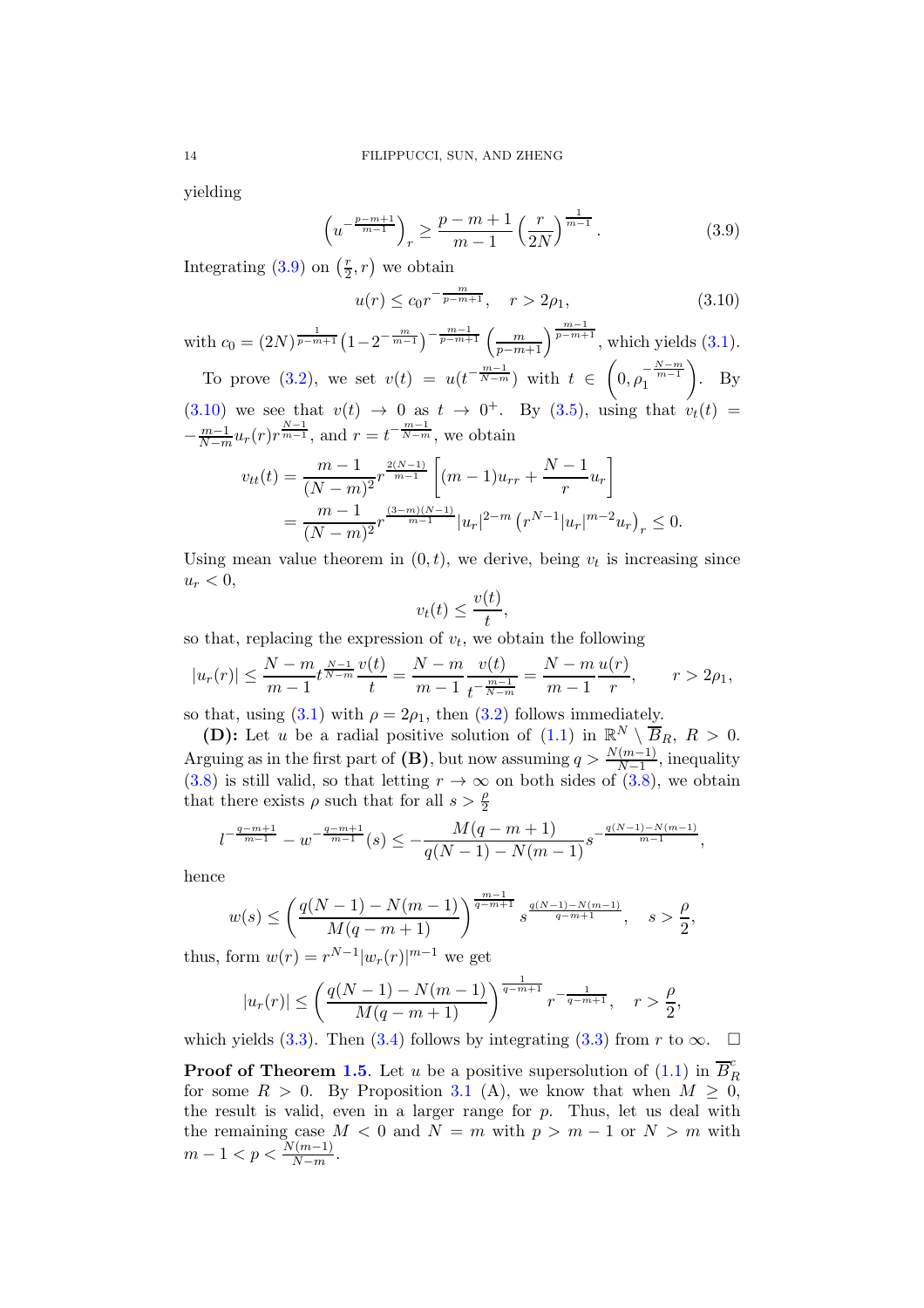yielding

$$\left(u^{-\frac{p-m+1}{m-1}}\right)_r \geq \frac{p-m+1}{m-1}\left(\frac{r}{2N}\right)^{\frac{1}{m-1}}. \tag{3.9}$$

Integrating (3.9) on $\left(\frac{r}{2}, r\right)$ we obtain

$$u(r) \leq c_0 r^{-\frac{m}{p-m+1}}, \quad r > 2\rho_1, \tag{3.10}$$

with $c_0 = (2N)^{\frac{1}{p-m+1}}\left(1-2^{-\frac{m}{m-1}}\right)^{-\frac{m-1}{p-m+1}}\left(\frac{m}{p-m+1}\right)^{\frac{m-1}{p-m+1}}$, which yields (3.1).

To prove (3.2), we set $v(t) = u(t^{-\frac{m-1}{N-m}})$ with $t \in \left(0, \rho_1^{-\frac{N-m}{m-1}}\right)$. By (3.10) we see that $v(t) \to 0$ as $t \to 0^+$. By (3.5), using that $v_t(t) = -\frac{m-1}{N-m}u_r(r)r^{\frac{N-1}{m-1}}$, and $r = t^{-\frac{m-1}{N-m}}$, we obtain

$$\begin{aligned}
v_{tt}(t) &= \frac{m-1}{(N-m)^2}r^{\frac{2(N-1)}{m-1}}\left[(m-1)u_{rr} + \frac{N-1}{r}u_r\right] \\
&= \frac{m-1}{(N-m)^2}r^{\frac{(3-m)(N-1)}{m-1}}|u_r|^{2-m}\left(r^{N-1}|u_r|^{m-2}u_r\right)_r \leq 0.
\end{aligned}$$

Using mean value theorem in $(0,t)$, we derive, being $v_t$ is increasing since $u_r < 0$,

$$v_t(t) \leq \frac{v(t)}{t},$$

so that, replacing the expression of $v_t$, we obtain the following

$$|u_r(r)| \leq \frac{N-m}{m-1}t^{\frac{N-1}{N-m}}\frac{v(t)}{t} = \frac{N-m}{m-1}\frac{v(t)}{t^{-\frac{m-1}{N-m}}} = \frac{N-m}{m-1}\frac{u(r)}{r}, \qquad r > 2\rho_1,$$

so that, using (3.1) with $\rho = 2\rho_1$, then (3.2) follows immediately.

**(D):** Let $u$ be a radial positive solution of (1.1) in $\mathbb{R}^N \setminus \overline{B}_R$, $R > 0$. Arguing as in the first part of **(B)**, but now assuming $q > \frac{N(m-1)}{N-1}$, inequality (3.8) is still valid, so that letting $r \to \infty$ on both sides of (3.8), we obtain that there exists $\rho$ such that for all $s > \frac{\rho}{2}$

$$l^{-\frac{q-m+1}{m-1}} - w^{-\frac{q-m+1}{m-1}}(s) \leq -\frac{M(q-m+1)}{q(N-1)-N(m-1)}s^{-\frac{q(N-1)-N(m-1)}{m-1}},$$

hence

$$w(s) \leq \left(\frac{q(N-1)-N(m-1)}{M(q-m+1)}\right)^{\frac{m-1}{q-m+1}} s^{\frac{q(N-1)-N(m-1)}{q-m+1}}, \quad s > \frac{\rho}{2},$$

thus, form $w(r) = r^{N-1}|w_r(r)|^{m-1}$ we get

$$|u_r(r)| \leq \left(\frac{q(N-1)-N(m-1)}{M(q-m+1)}\right)^{\frac{1}{q-m+1}} r^{-\frac{1}{q-m+1}}, \quad r > \frac{\rho}{2},$$

which yields (3.3). Then (3.4) follows by integrating (3.3) from $r$ to $\infty$. $\square$

**Proof of Theorem 1.5**. Let $u$ be a positive supersolution of (1.1) in $\overline{B}_R^c$ for some $R > 0$. By Proposition 3.1 (A), we know that when $M \geq 0$, the result is valid, even in a larger range for $p$. Thus, let us deal with the remaining case $M < 0$ and $N = m$ with $p > m-1$ or $N > m$ with $m - 1 < p < \frac{N(m-1)}{N-m}$.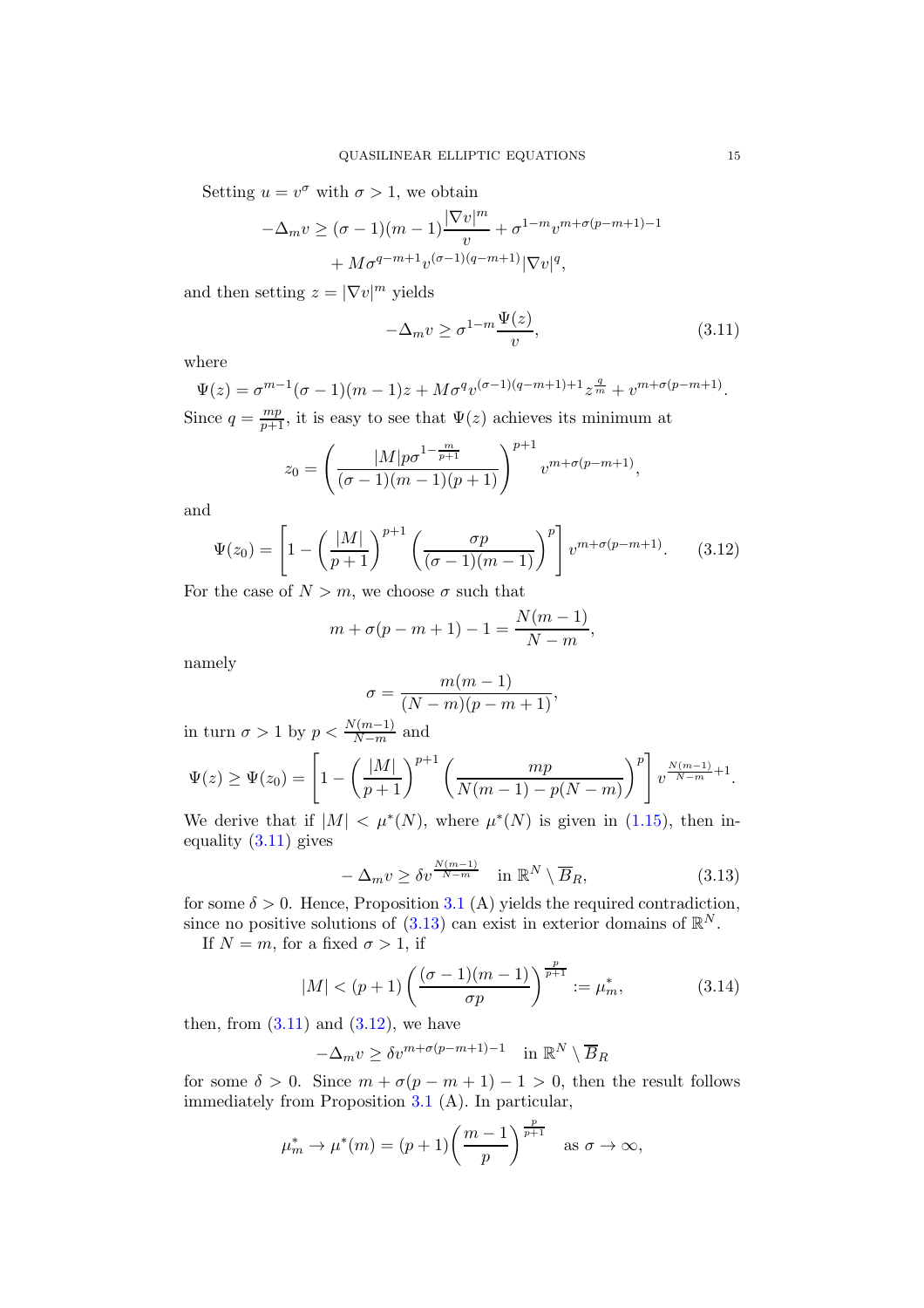Setting $u = v^\sigma$ with $\sigma > 1$, we obtain

$$
\begin{aligned}
-\Delta_m v \geq (\sigma-1)(m-1)\frac{|\nabla v|^m}{v} + \sigma^{1-m} v^{m+\sigma(p-m+1)-1} \\
+ M\sigma^{q-m+1} v^{(\sigma-1)(q-m+1)} |\nabla v|^q,
\end{aligned}
$$

and then setting $z = |\nabla v|^m$ yields

$$
-\Delta_m v \geq \sigma^{1-m}\frac{\Psi(z)}{v}, \tag{3.11}
$$

where

$$
\Psi(z) = \sigma^{m-1}(\sigma-1)(m-1)z + M\sigma^q v^{(\sigma-1)(q-m+1)+1} z^{\frac{q}{m}} + v^{m+\sigma(p-m+1)}.
$$

Since $q = \frac{mp}{p+1}$, it is easy to see that $\Psi(z)$ achieves its minimum at

$$
z_0 = \left(\frac{|M| p \sigma^{1-\frac{m}{p+1}}}{(\sigma-1)(m-1)(p+1)}\right)^{p+1} v^{m+\sigma(p-m+1)},
$$

and

$$
\Psi(z_0) = \left[1 - \left(\frac{|M|}{p+1}\right)^{p+1}\left(\frac{\sigma p}{(\sigma-1)(m-1)}\right)^p\right] v^{m+\sigma(p-m+1)}. \tag{3.12}
$$

For the case of $N > m$, we choose $\sigma$ such that

$$
m + \sigma(p-m+1) - 1 = \frac{N(m-1)}{N-m},
$$

namely

$$
\sigma = \frac{m(m-1)}{(N-m)(p-m+1)},
$$

in turn $\sigma > 1$ by $p < \frac{N(m-1)}{N-m}$ and

$$
\Psi(z) \geq \Psi(z_0) = \left[1 - \left(\frac{|M|}{p+1}\right)^{p+1}\left(\frac{mp}{N(m-1)-p(N-m)}\right)^p\right] v^{\frac{N(m-1)}{N-m}+1}.
$$

We derive that if $|M| < \mu^*(N)$, where $\mu^*(N)$ is given in (1.15), then inequality (3.11) gives

$$
-\Delta_m v \geq \delta v^{\frac{N(m-1)}{N-m}} \quad \text{in } \mathbb{R}^N \setminus \overline{B}_R, \tag{3.13}
$$

for some $\delta > 0$. Hence, Proposition 3.1 (A) yields the required contradiction, since no positive solutions of (3.13) can exist in exterior domains of $\mathbb{R}^N$.

If $N = m$, for a fixed $\sigma > 1$, if

$$
|M| < (p+1)\left(\frac{(\sigma-1)(m-1)}{\sigma p}\right)^{\frac{p}{p+1}} := \mu^*_m, \tag{3.14}
$$

then, from (3.11) and (3.12), we have

$$
-\Delta_m v \geq \delta v^{m+\sigma(p-m+1)-1} \quad \text{in } \mathbb{R}^N \setminus \overline{B}_R
$$

for some $\delta > 0$. Since $m + \sigma(p-m+1) - 1 > 0$, then the result follows immediately from Proposition 3.1 (A). In particular,

$$
\mu^*_m \to \mu^*(m) = (p+1)\left(\frac{m-1}{p}\right)^{\frac{p}{p+1}} \quad \text{as } \sigma \to \infty,
$$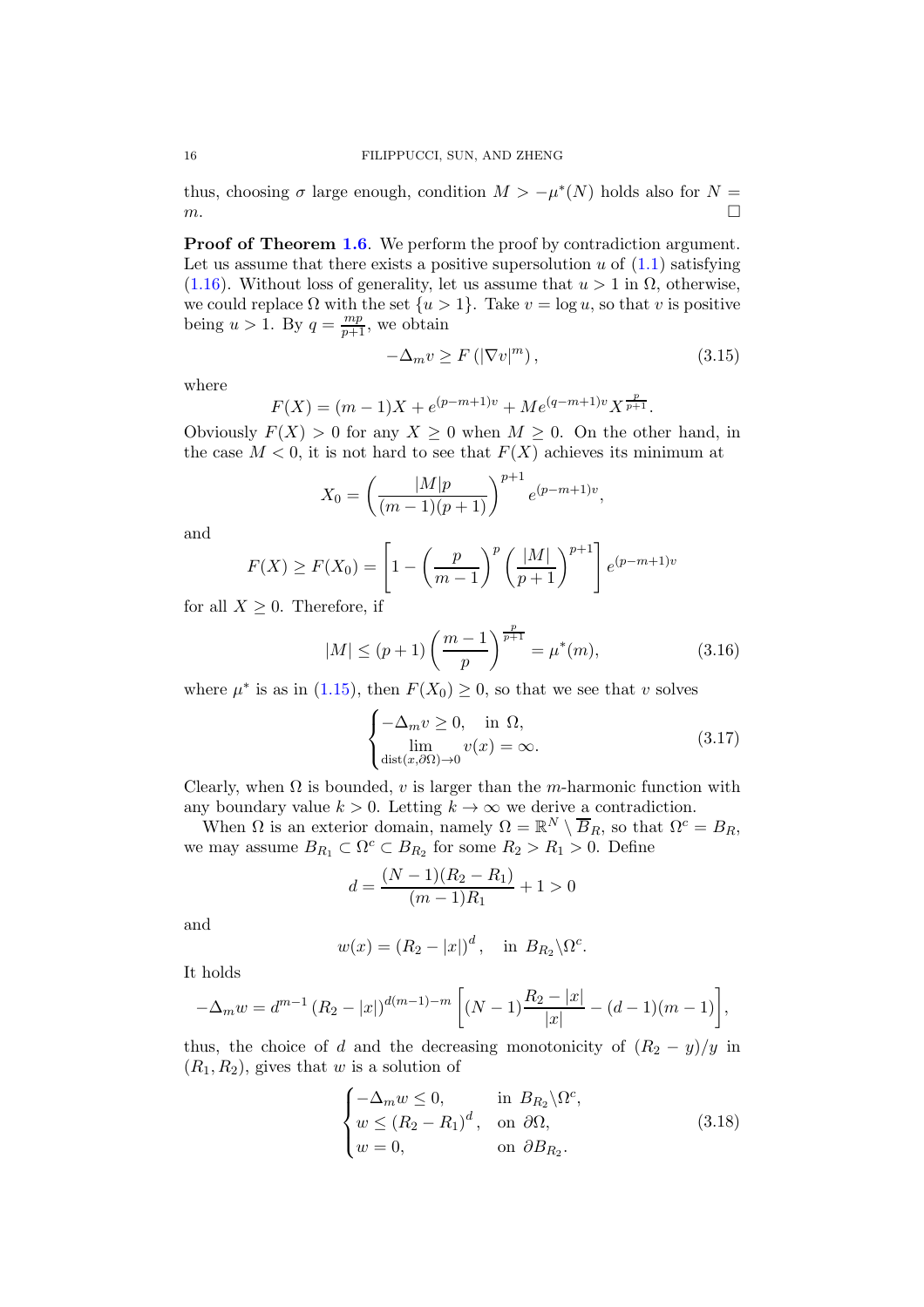thus, choosing $\sigma$ large enough, condition $M > -\mu^*(N)$ holds also for $N = m$. $\square$

**Proof of Theorem 1.6**. We perform the proof by contradiction argument. Let us assume that there exists a positive supersolution $u$ of (1.1) satisfying (1.16). Without loss of generality, let us assume that $u > 1$ in $\Omega$, otherwise, we could replace $\Omega$ with the set $\{u > 1\}$. Take $v = \log u$, so that $v$ is positive being $u > 1$. By $q = \frac{mp}{p+1}$, we obtain

$$-\Delta_m v \geq F\left(|\nabla v|^m\right), \tag{3.15}$$

where

$$F(X) = (m-1)X + e^{(p-m+1)v} + Me^{(q-m+1)v}X^{\frac{p}{p+1}}.$$

Obviously $F(X) > 0$ for any $X \geq 0$ when $M \geq 0$. On the other hand, in the case $M < 0$, it is not hard to see that $F(X)$ achieves its minimum at

$$X_0 = \left(\frac{|M|p}{(m-1)(p+1)}\right)^{p+1} e^{(p-m+1)v},$$

and

$$F(X) \geq F(X_0) = \left[1 - \left(\frac{p}{m-1}\right)^p \left(\frac{|M|}{p+1}\right)^{p+1}\right] e^{(p-m+1)v}$$

for all $X \geq 0$. Therefore, if

$$|M| \leq (p+1)\left(\frac{m-1}{p}\right)^{\frac{p}{p+1}} = \mu^*(m), \tag{3.16}$$

where $\mu^*$ is as in (1.15), then $F(X_0) \geq 0$, so that we see that $v$ solves

$$\begin{cases} -\Delta_m v \geq 0, & \text{in } \Omega, \\ \lim\limits_{\text{dist}(x,\partial\Omega)\to 0} v(x) = \infty. \end{cases} \tag{3.17}$$

Clearly, when $\Omega$ is bounded, $v$ is larger than the $m$-harmonic function with any boundary value $k > 0$. Letting $k \to \infty$ we derive a contradiction.

When $\Omega$ is an exterior domain, namely $\Omega = \mathbb{R}^N \setminus \overline{B}_R$, so that $\Omega^c = B_R$, we may assume $B_{R_1} \subset \Omega^c \subset B_{R_2}$ for some $R_2 > R_1 > 0$. Define

$$d = \frac{(N-1)(R_2 - R_1)}{(m-1)R_1} + 1 > 0$$

and

$$w(x) = \left(R_2 - |x|\right)^d, \quad \text{in } B_{R_2} \backslash \Omega^c.$$

It holds

$$-\Delta_m w = d^{m-1}\left(R_2 - |x|\right)^{d(m-1)-m}\left[(N-1)\frac{R_2 - |x|}{|x|} - (d-1)(m-1)\right],$$

thus, the choice of $d$ and the decreasing monotonicity of $(R_2 - y)/y$ in $(R_1, R_2)$, gives that $w$ is a solution of

$$\begin{cases} -\Delta_m w \leq 0, & \text{in } B_{R_2} \backslash \Omega^c, \\ w \leq \left(R_2 - R_1\right)^d, & \text{on } \partial\Omega, \\ w = 0, & \text{on } \partial B_{R_2}. \end{cases} \tag{3.18}$$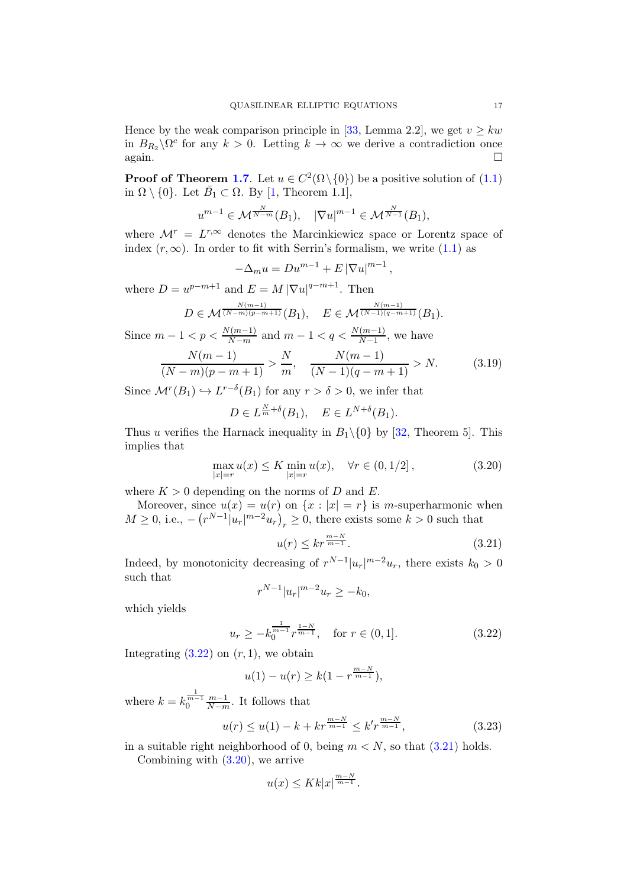Hence by the weak comparison principle in [33, Lemma 2.2], we get $v \geq kw$ in $B_{R_2}\backslash\Omega^c$ for any $k > 0$. Letting $k \to \infty$ we derive a contradiction once again. $\square$

**Proof of Theorem 1.7**. Let $u \in C^2(\Omega\backslash\{0\})$ be a positive solution of (1.1) in $\Omega \setminus \{0\}$. Let $\bar{B}_1 \subset \Omega$. By [1, Theorem 1.1],

$$u^{m-1} \in \mathcal{M}^{\frac{N}{N-m}}(B_1), \quad |\nabla u|^{m-1} \in \mathcal{M}^{\frac{N}{N-1}}(B_1),$$

where $\mathcal{M}^r = L^{r,\infty}$ denotes the Marcinkiewicz space or Lorentz space of index $(r, \infty)$. In order to fit with Serrin's formalism, we write (1.1) as

$$-\Delta_m u = Du^{m-1} + E\,|\nabla u|^{m-1},$$

where $D = u^{p-m+1}$ and $E = M\,|\nabla u|^{q-m+1}$. Then

$$D \in \mathcal{M}^{\frac{N(m-1)}{(N-m)(p-m+1)}}(B_1), \quad E \in \mathcal{M}^{\frac{N(m-1)}{(N-1)(q-m+1)}}(B_1).$$

Since $m - 1 < p < \frac{N(m-1)}{N-m}$ and $m - 1 < q < \frac{N(m-1)}{N-1}$, we have

$$\frac{N(m-1)}{(N-m)(p-m+1)} > \frac{N}{m}, \quad \frac{N(m-1)}{(N-1)(q-m+1)} > N. \tag{3.19}$$

Since $\mathcal{M}^r(B_1) \hookrightarrow L^{r-\delta}(B_1)$ for any $r > \delta > 0$, we infer that

$$D \in L^{\frac{N}{m}+\delta}(B_1), \quad E \in L^{N+\delta}(B_1).$$

Thus $u$ verifies the Harnack inequality in $B_1\backslash\{0\}$ by [32, Theorem 5]. This implies that

$$\max_{|x|=r} u(x) \leq K \min_{|x|=r} u(x), \quad \forall r \in (0, 1/2]\,, \tag{3.20}$$

where $K > 0$ depending on the norms of $D$ and $E$.

Moreover, since $u(x) = u(r)$ on $\{x : |x| = r\}$ is $m$-superharmonic when $M \geq 0$, i.e., $-\left(r^{N-1}|u_r|^{m-2}u_r\right)_r \geq 0$, there exists some $k > 0$ such that

$$u(r) \leq kr^{\frac{m-N}{m-1}}. \tag{3.21}$$

Indeed, by monotonicity decreasing of $r^{N-1}|u_r|^{m-2}u_r$, there exists $k_0 > 0$ such that

$$r^{N-1}|u_r|^{m-2}u_r \geq -k_0,$$

which yields

$$u_r \geq -k_0^{\frac{1}{m-1}} r^{\frac{1-N}{m-1}}, \quad \text{for } r \in (0, 1]. \tag{3.22}$$

Integrating (3.22) on $(r, 1)$, we obtain

$$u(1) - u(r) \geq k(1 - r^{\frac{m-N}{m-1}}),$$

where $k = k_0^{\frac{1}{m-1}} \frac{m-1}{N-m}$. It follows that

$$u(r) \leq u(1) - k + kr^{\frac{m-N}{m-1}} \leq k' r^{\frac{m-N}{m-1}}, \tag{3.23}$$

in a suitable right neighborhood of 0, being $m < N$, so that (3.21) holds.

Combining with (3.20), we arrive

$$u(x) \leq Kk|x|^{\frac{m-N}{m-1}}.$$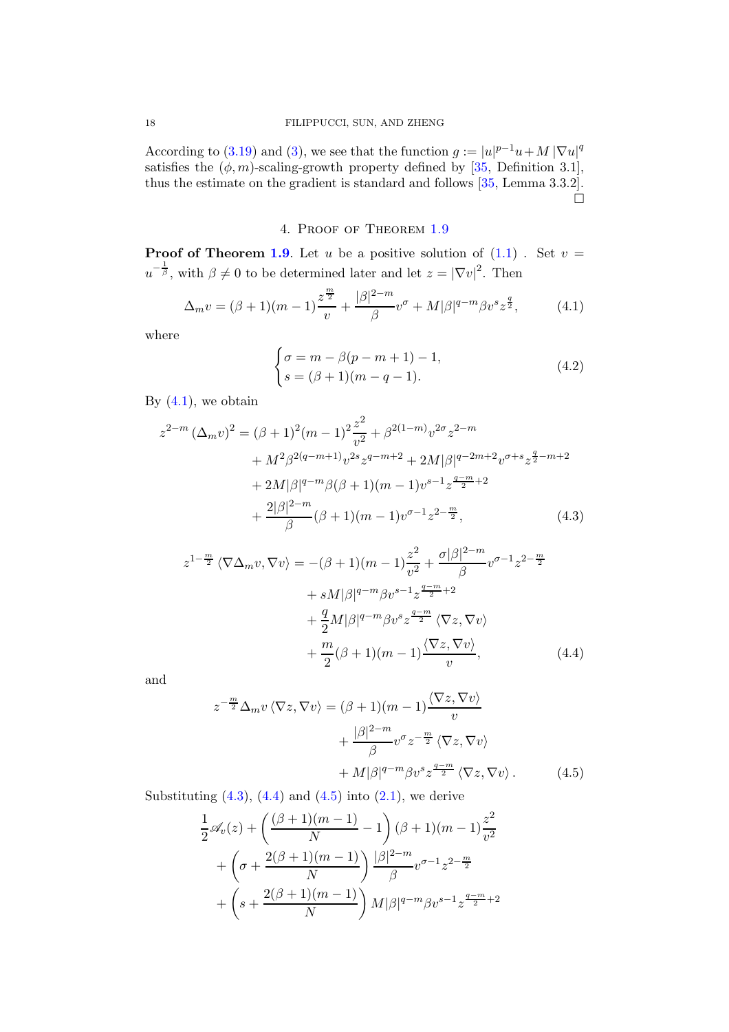According to (3.19) and (3), we see that the function $g := |u|^{p-1}u + M\,|\nabla u|^q$ satisfies the $(\phi, m)$-scaling-growth property defined by [35, Definition 3.1], thus the estimate on the gradient is standard and follows [35, Lemma 3.3.2]. $\square$

## 4. Proof of Theorem 1.9

**Proof of Theorem 1.9**. Let $u$ be a positive solution of (1.1) . Set $v = u^{-\frac{1}{\beta}}$, with $\beta \neq 0$ to be determined later and let $z = |\nabla v|^2$. Then

$$\Delta_m v = (\beta+1)(m-1)\frac{z^{\frac{m}{2}}}{v} + \frac{|\beta|^{2-m}}{\beta}v^{\sigma} + M|\beta|^{q-m}\beta v^s z^{\frac{q}{2}}, \tag{4.1}$$

where

$$\begin{cases} \sigma = m - \beta(p-m+1) - 1, \\ s = (\beta+1)(m-q-1). \end{cases} \tag{4.2}$$

By (4.1), we obtain

$$\begin{aligned} z^{2-m}\left(\Delta_m v\right)^2 &= (\beta+1)^2(m-1)^2\frac{z^2}{v^2} + \beta^{2(1-m)}v^{2\sigma}z^{2-m} \\ &\quad + M^2\beta^{2(q-m+1)}v^{2s}z^{q-m+2} + 2M|\beta|^{q-2m+2}v^{\sigma+s}z^{\frac{q}{2}-m+2} \\ &\quad + 2M|\beta|^{q-m}\beta(\beta+1)(m-1)v^{s-1}z^{\frac{q-m}{2}+2} \\ &\quad + \frac{2|\beta|^{2-m}}{\beta}(\beta+1)(m-1)v^{\sigma-1}z^{2-\frac{m}{2}}, \end{aligned} \tag{4.3}$$

$$\begin{aligned} z^{1-\frac{m}{2}}\left\langle \nabla\Delta_m v, \nabla v\right\rangle &= -(\beta+1)(m-1)\frac{z^2}{v^2} + \frac{\sigma|\beta|^{2-m}}{\beta}v^{\sigma-1}z^{2-\frac{m}{2}} \\ &\quad + sM|\beta|^{q-m}\beta v^{s-1}z^{\frac{q-m}{2}+2} \\ &\quad + \frac{q}{2}M|\beta|^{q-m}\beta v^s z^{\frac{q-m}{2}}\left\langle \nabla z, \nabla v\right\rangle \\ &\quad + \frac{m}{2}(\beta+1)(m-1)\frac{\left\langle \nabla z, \nabla v\right\rangle}{v}, \end{aligned} \tag{4.4}$$

and

$$\begin{aligned} z^{-\frac{m}{2}}\Delta_m v\left\langle \nabla z, \nabla v\right\rangle &= (\beta+1)(m-1)\frac{\left\langle \nabla z, \nabla v\right\rangle}{v} \\ &\quad + \frac{|\beta|^{2-m}}{\beta}v^{\sigma}z^{-\frac{m}{2}}\left\langle \nabla z, \nabla v\right\rangle \\ &\quad + M|\beta|^{q-m}\beta v^s z^{\frac{q-m}{2}}\left\langle \nabla z, \nabla v\right\rangle. \end{aligned} \tag{4.5}$$

Substituting (4.3), (4.4) and (4.5) into (2.1), we derive

$$\begin{aligned} &\frac{1}{2}\mathscr{A}_v(z) + \left(\frac{(\beta+1)(m-1)}{N} - 1\right)(\beta+1)(m-1)\frac{z^2}{v^2} \\ &\quad + \left(\sigma + \frac{2(\beta+1)(m-1)}{N}\right)\frac{|\beta|^{2-m}}{\beta}v^{\sigma-1}z^{2-\frac{m}{2}} \\ &\quad + \left(s + \frac{2(\beta+1)(m-1)}{N}\right)M|\beta|^{q-m}\beta v^{s-1}z^{\frac{q-m}{2}+2} \end{aligned}$$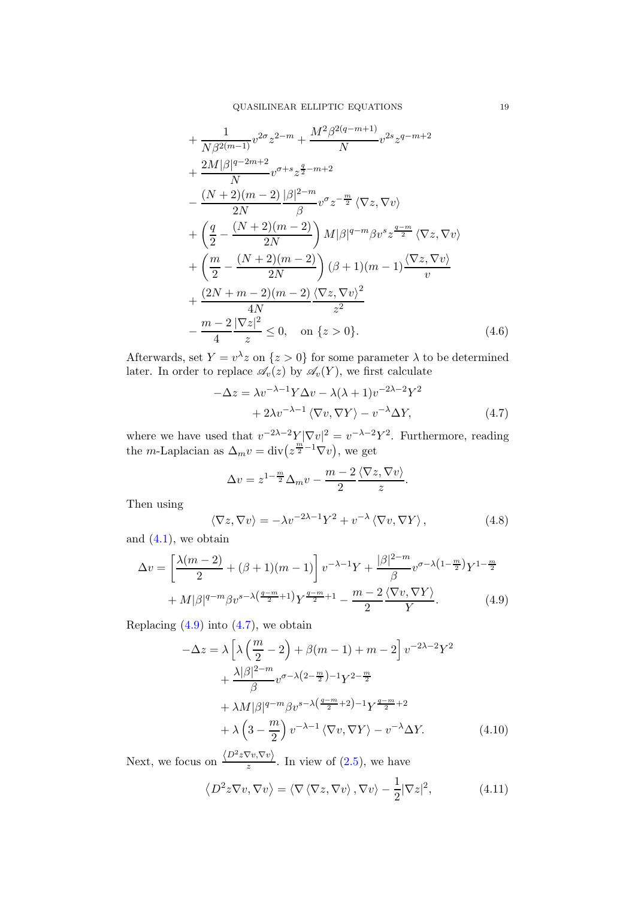$$
\begin{aligned}
&+\frac{1}{N\beta^{2(m-1)}}v^{2\sigma}z^{2-m}+\frac{M^2\beta^{2(q-m+1)}}{N}v^{2s}z^{q-m+2}\\
&+\frac{2M|\beta|^{q-2m+2}}{N}v^{\sigma+s}z^{\frac{q}{2}-m+2}\\
&-\frac{(N+2)(m-2)}{2N}\frac{|\beta|^{2-m}}{\beta}v^{\sigma}z^{-\frac{m}{2}}\langle\nabla z,\nabla v\rangle\\
&+\left(\frac{q}{2}-\frac{(N+2)(m-2)}{2N}\right)M|\beta|^{q-m}\beta v^{s}z^{\frac{q-m}{2}}\langle\nabla z,\nabla v\rangle\\
&+\left(\frac{m}{2}-\frac{(N+2)(m-2)}{2N}\right)(\beta+1)(m-1)\frac{\langle\nabla z,\nabla v\rangle}{v}\\
&+\frac{(2N+m-2)(m-2)}{4N}\frac{\langle\nabla z,\nabla v\rangle^2}{z^2}\\
&-\frac{m-2}{4}\frac{|\nabla z|^2}{z}\le 0,\quad\text{on }\{z>0\}.
\end{aligned}\tag{4.6}
$$

Afterwards, set $Y=v^{\lambda}z$ on $\{z>0\}$ for some parameter $\lambda$ to be determined later. In order to replace $\mathscr{A}_v(z)$ by $\mathscr{A}_v(Y)$, we first calculate

$$
\begin{aligned}
-\Delta z=&\lambda v^{-\lambda-1}Y\Delta v-\lambda(\lambda+1)v^{-2\lambda-2}Y^2\\
&+2\lambda v^{-\lambda-1}\langle\nabla v,\nabla Y\rangle-v^{-\lambda}\Delta Y,
\end{aligned}\tag{4.7}
$$

where we have used that $v^{-2\lambda-2}Y|\nabla v|^2=v^{-\lambda-2}Y^2$. Furthermore, reading the $m$-Laplacian as $\Delta_m v=\operatorname{div}\big(z^{\frac{m}{2}-1}\nabla v\big)$, we get

$$
\Delta v=z^{1-\frac{m}{2}}\Delta_m v-\frac{m-2}{2}\frac{\langle\nabla z,\nabla v\rangle}{z}.
$$

Then using

$$
\langle\nabla z,\nabla v\rangle=-\lambda v^{-2\lambda-1}Y^2+v^{-\lambda}\langle\nabla v,\nabla Y\rangle,\tag{4.8}
$$

and (4.1), we obtain

$$
\begin{aligned}
\Delta v=&\left[\frac{\lambda(m-2)}{2}+(\beta+1)(m-1)\right]v^{-\lambda-1}Y+\frac{|\beta|^{2-m}}{\beta}v^{\sigma-\lambda\left(1-\frac{m}{2}\right)}Y^{1-\frac{m}{2}}\\
&+M|\beta|^{q-m}\beta v^{s-\lambda\left(\frac{q-m}{2}+1\right)}Y^{\frac{q-m}{2}+1}-\frac{m-2}{2}\frac{\langle\nabla v,\nabla Y\rangle}{Y}.
\end{aligned}\tag{4.9}
$$

Replacing (4.9) into (4.7), we obtain

$$
\begin{aligned}
-\Delta z=&\lambda\left[\lambda\left(\frac{m}{2}-2\right)+\beta(m-1)+m-2\right]v^{-2\lambda-2}Y^2\\
&+\frac{\lambda|\beta|^{2-m}}{\beta}v^{\sigma-\lambda\left(2-\frac{m}{2}\right)-1}Y^{2-\frac{m}{2}}\\
&+\lambda M|\beta|^{q-m}\beta v^{s-\lambda\left(\frac{q-m}{2}+2\right)-1}Y^{\frac{q-m}{2}+2}\\
&+\lambda\left(3-\frac{m}{2}\right)v^{-\lambda-1}\langle\nabla v,\nabla Y\rangle-v^{-\lambda}\Delta Y.
\end{aligned}\tag{4.10}
$$

Next, we focus on $\frac{\langle D^2z\nabla v,\nabla v\rangle}{z}$. In view of (2.5), we have

$$
\langle D^2z\nabla v,\nabla v\rangle=\langle\nabla\langle\nabla z,\nabla v\rangle,\nabla v\rangle-\frac{1}{2}|\nabla z|^2,\tag{4.11}
$$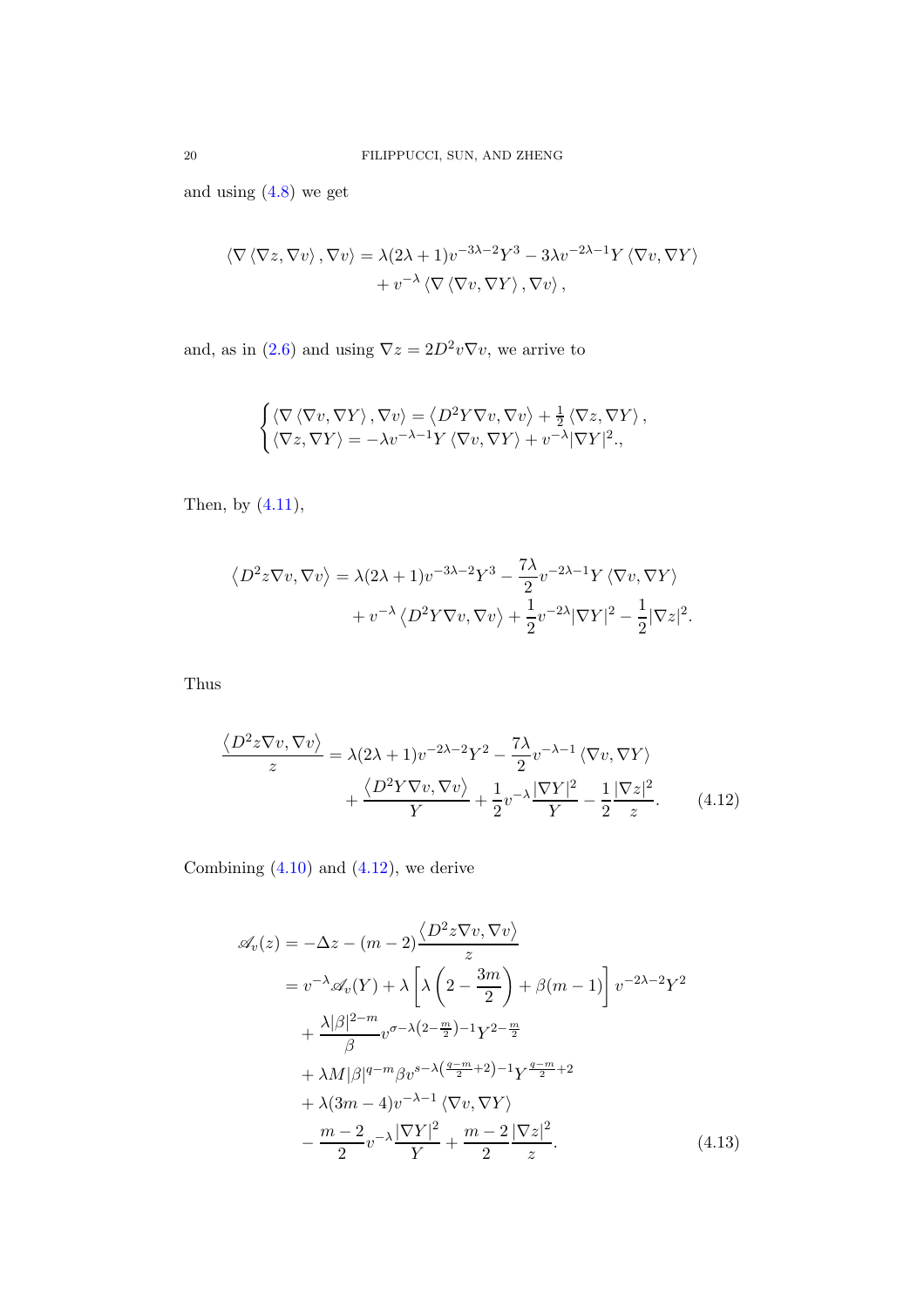and using (4.8) we get

$$
\begin{aligned}
\langle \nabla \langle \nabla z, \nabla v \rangle, \nabla v \rangle = \lambda(2\lambda+1)v^{-3\lambda-2}Y^3 - 3\lambda v^{-2\lambda-1}Y \langle \nabla v, \nabla Y \rangle \\
+ v^{-\lambda} \langle \nabla \langle \nabla v, \nabla Y \rangle, \nabla v \rangle,
\end{aligned}
$$

and, as in (2.6) and using $\nabla z = 2D^2 v \nabla v$, we arrive to

$$
\begin{cases}
\langle \nabla \langle \nabla v, \nabla Y \rangle, \nabla v \rangle = \left\langle D^2 Y \nabla v, \nabla v \right\rangle + \frac{1}{2} \langle \nabla z, \nabla Y \rangle, \\
\langle \nabla z, \nabla Y \rangle = -\lambda v^{-\lambda-1} Y \langle \nabla v, \nabla Y \rangle + v^{-\lambda} |\nabla Y|^2.,
\end{cases}
$$

Then, by (4.11),

$$
\begin{aligned}
\left\langle D^2 z \nabla v, \nabla v \right\rangle = \lambda(2\lambda+1)v^{-3\lambda-2}Y^3 - \frac{7\lambda}{2} v^{-2\lambda-1} Y \langle \nabla v, \nabla Y \rangle \\
+ v^{-\lambda} \left\langle D^2 Y \nabla v, \nabla v \right\rangle + \frac{1}{2} v^{-2\lambda} |\nabla Y|^2 - \frac{1}{2} |\nabla z|^2.
\end{aligned}
$$

Thus

$$
\begin{aligned}
\frac{\left\langle D^2 z \nabla v, \nabla v \right\rangle}{z} = \lambda(2\lambda+1)v^{-2\lambda-2}Y^2 - \frac{7\lambda}{2} v^{-\lambda-1} \langle \nabla v, \nabla Y \rangle \\
+ \frac{\left\langle D^2 Y \nabla v, \nabla v \right\rangle}{Y} + \frac{1}{2} v^{-\lambda} \frac{|\nabla Y|^2}{Y} - \frac{1}{2} \frac{|\nabla z|^2}{z}. \qquad (4.12)
\end{aligned}
$$

Combining (4.10) and (4.12), we derive

$$
\begin{aligned}
\mathscr{A}_v(z) &= -\Delta z - (m-2) \frac{\left\langle D^2 z \nabla v, \nabla v \right\rangle}{z} \\
&= v^{-\lambda} \mathscr{A}_v(Y) + \lambda \left[ \lambda \left( 2 - \frac{3m}{2} \right) + \beta(m-1) \right] v^{-2\lambda-2} Y^2 \\
&\quad + \frac{\lambda |\beta|^{2-m}}{\beta} v^{\sigma - \lambda\left(2-\frac{m}{2}\right)-1} Y^{2-\frac{m}{2}} \\
&\quad + \lambda M |\beta|^{q-m} \beta v^{s-\lambda\left(\frac{q-m}{2}+2\right)-1} Y^{\frac{q-m}{2}+2} \\
&\quad + \lambda(3m-4) v^{-\lambda-1} \langle \nabla v, \nabla Y \rangle \\
&\quad - \frac{m-2}{2} v^{-\lambda} \frac{|\nabla Y|^2}{Y} + \frac{m-2}{2} \frac{|\nabla z|^2}{z}. \qquad (4.13)
\end{aligned}
$$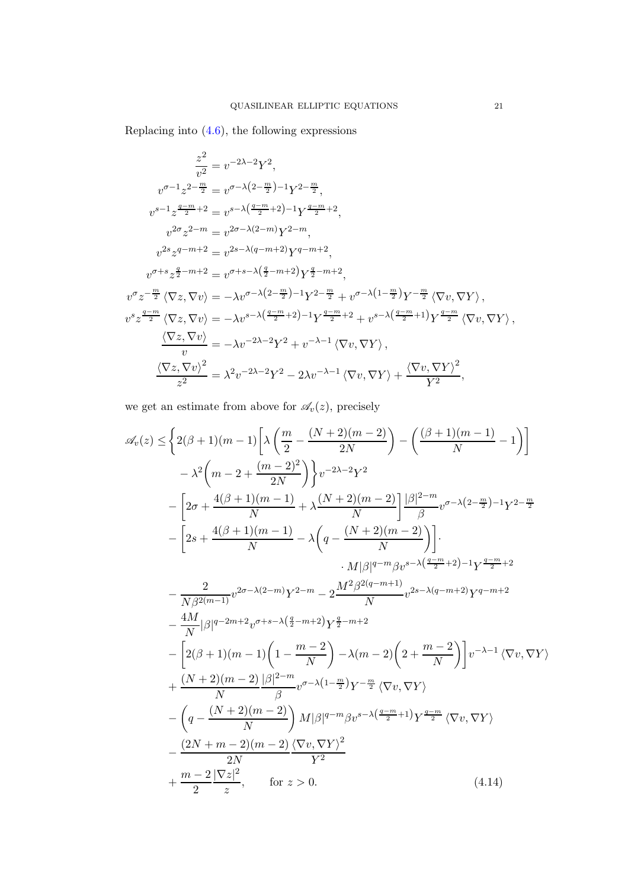Replacing into (4.6), the following expressions

$$
\begin{aligned}
\frac{z^2}{v^2} &= v^{-2\lambda-2}Y^2,\\
v^{\sigma-1}z^{2-\frac{m}{2}} &= v^{\sigma-\lambda\left(2-\frac{m}{2}\right)-1}Y^{2-\frac{m}{2}},\\
v^{s-1}z^{\frac{q-m}{2}+2} &= v^{s-\lambda\left(\frac{q-m}{2}+2\right)-1}Y^{\frac{q-m}{2}+2},\\
v^{2\sigma}z^{2-m} &= v^{2\sigma-\lambda(2-m)}Y^{2-m},\\
v^{2s}z^{q-m+2} &= v^{2s-\lambda(q-m+2)}Y^{q-m+2},\\
v^{\sigma+s}z^{\frac{q}{2}-m+2} &= v^{\sigma+s-\lambda\left(\frac{q}{2}-m+2\right)}Y^{\frac{q}{2}-m+2},\\
v^{\sigma}z^{-\frac{m}{2}}\left\langle \nabla z,\nabla v\right\rangle &= -\lambda v^{\sigma-\lambda\left(2-\frac{m}{2}\right)-1}Y^{2-\frac{m}{2}} + v^{\sigma-\lambda\left(1-\frac{m}{2}\right)}Y^{-\frac{m}{2}}\left\langle \nabla v,\nabla Y\right\rangle,\\
v^{s}z^{\frac{q-m}{2}}\left\langle \nabla z,\nabla v\right\rangle &= -\lambda v^{s-\lambda\left(\frac{q-m}{2}+2\right)-1}Y^{\frac{q-m}{2}+2} + v^{s-\lambda\left(\frac{q-m}{2}+1\right)}Y^{\frac{q-m}{2}}\left\langle \nabla v,\nabla Y\right\rangle,\\
\frac{\left\langle \nabla z,\nabla v\right\rangle}{v} &= -\lambda v^{-2\lambda-2}Y^2 + v^{-\lambda-1}\left\langle \nabla v,\nabla Y\right\rangle,\\
\frac{\left\langle \nabla z,\nabla v\right\rangle^2}{z^2} &= \lambda^2 v^{-2\lambda-2}Y^2 - 2\lambda v^{-\lambda-1}\left\langle \nabla v,\nabla Y\right\rangle + \frac{\left\langle \nabla v,\nabla Y\right\rangle^2}{Y^2},
\end{aligned}
$$

we get an estimate from above for $\mathscr{A}_v(z)$, precisely

$$
\begin{aligned}
\mathscr{A}_v(z) \le & \Bigg\{ 2(\beta+1)(m-1)\left[\lambda\left(\frac{m}{2}-\frac{(N+2)(m-2)}{2N}\right)-\left(\frac{(\beta+1)(m-1)}{N}-1\right)\right]\\
&\quad -\lambda^2\left(m-2+\frac{(m-2)^2}{2N}\right)\Bigg\} v^{-2\lambda-2}Y^2\\
&-\left[2\sigma+\frac{4(\beta+1)(m-1)}{N}+\lambda\frac{(N+2)(m-2)}{N}\right]\frac{|\beta|^{2-m}}{\beta}v^{\sigma-\lambda\left(2-\frac{m}{2}\right)-1}Y^{2-\frac{m}{2}}\\
&-\left[2s+\frac{4(\beta+1)(m-1)}{N}-\lambda\left(q-\frac{(N+2)(m-2)}{N}\right)\right]\cdot\\
&\qquad\qquad \cdot M|\beta|^{q-m}\beta v^{s-\lambda\left(\frac{q-m}{2}+2\right)-1}Y^{\frac{q-m}{2}+2}\\
&-\frac{2}{N\beta^{2(m-1)}}v^{2\sigma-\lambda(2-m)}Y^{2-m}-2\frac{M^2\beta^{2(q-m+1)}}{N}v^{2s-\lambda(q-m+2)}Y^{q-m+2}\\
&-\frac{4M}{N}|\beta|^{q-2m+2}v^{\sigma+s-\lambda\left(\frac{q}{2}-m+2\right)}Y^{\frac{q}{2}-m+2}\\
&-\left[2(\beta+1)(m-1)\left(1-\frac{m-2}{N}\right)-\lambda(m-2)\left(2+\frac{m-2}{N}\right)\right]v^{-\lambda-1}\left\langle \nabla v,\nabla Y\right\rangle\\
&+\frac{(N+2)(m-2)}{N}\frac{|\beta|^{2-m}}{\beta}v^{\sigma-\lambda\left(1-\frac{m}{2}\right)}Y^{-\frac{m}{2}}\left\langle \nabla v,\nabla Y\right\rangle\\
&-\left(q-\frac{(N+2)(m-2)}{N}\right)M|\beta|^{q-m}\beta v^{s-\lambda\left(\frac{q-m}{2}+1\right)}Y^{\frac{q-m}{2}}\left\langle \nabla v,\nabla Y\right\rangle\\
&-\frac{(2N+m-2)(m-2)}{2N}\frac{\left\langle \nabla v,\nabla Y\right\rangle^2}{Y^2}\\
&+\frac{m-2}{2}\frac{|\nabla z|^2}{z}, \qquad \text{for } z>0.
\end{aligned}
\tag{4.14}
$$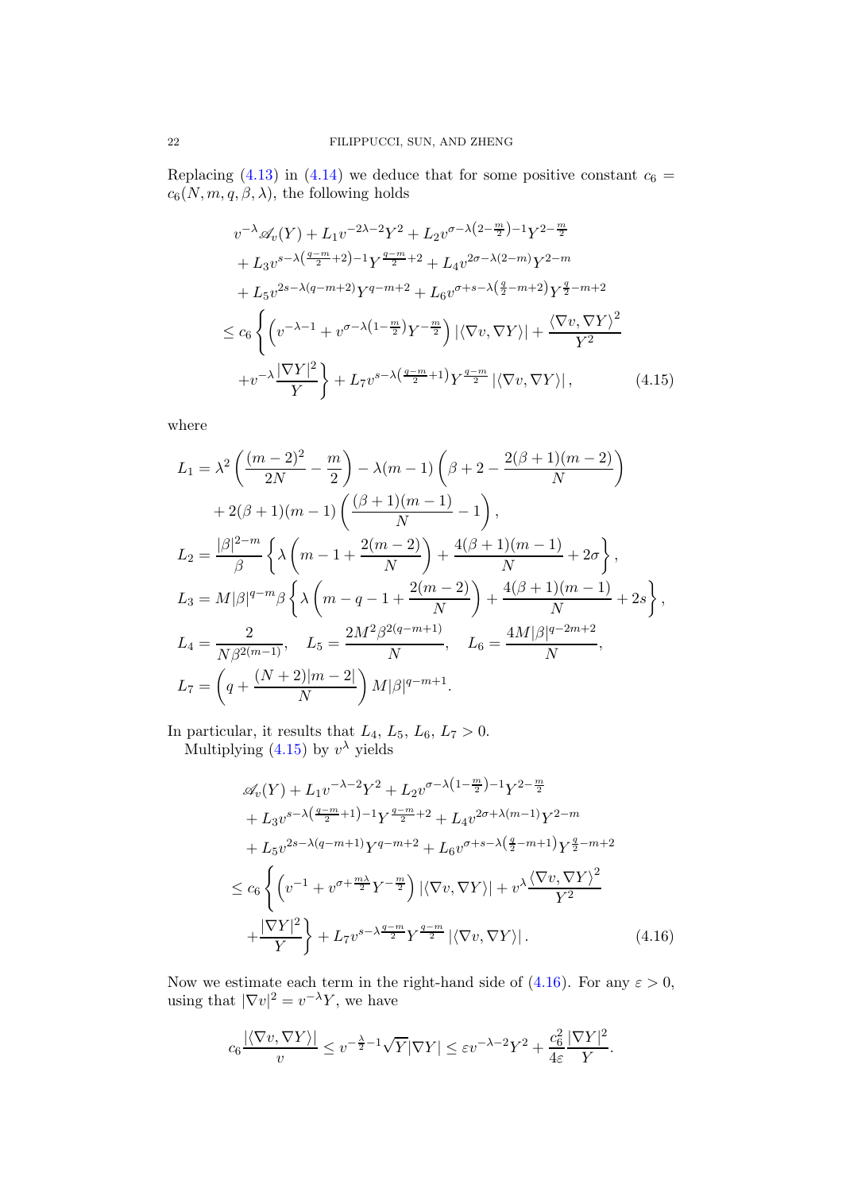Replacing (4.13) in (4.14) we deduce that for some positive constant $c_6 = c_6(N, m, q, \beta, \lambda)$, the following holds

$$
\begin{aligned}
& v^{-\lambda}\mathscr{A}_v(Y) + L_1 v^{-2\lambda-2}Y^2 + L_2 v^{\sigma-\lambda\left(2-\frac{m}{2}\right)-1}Y^{2-\frac{m}{2}} \\
& + L_3 v^{s-\lambda\left(\frac{q-m}{2}+2\right)-1}Y^{\frac{q-m}{2}+2} + L_4 v^{2\sigma-\lambda(2-m)}Y^{2-m} \\
& + L_5 v^{2s-\lambda(q-m+2)}Y^{q-m+2} + L_6 v^{\sigma+s-\lambda\left(\frac{q}{2}-m+2\right)}Y^{\frac{q}{2}-m+2} \\
\le\ & c_6\left\{\left(v^{-\lambda-1} + v^{\sigma-\lambda\left(1-\frac{m}{2}\right)}Y^{-\frac{m}{2}}\right)|\langle\nabla v, \nabla Y\rangle| + \frac{\langle\nabla v, \nabla Y\rangle^2}{Y^2}\right. \\
& \left. + v^{-\lambda}\frac{|\nabla Y|^2}{Y}\right\} + L_7 v^{s-\lambda\left(\frac{q-m}{2}+1\right)}Y^{\frac{q-m}{2}}|\langle\nabla v, \nabla Y\rangle|, \qquad (4.15)
\end{aligned}
$$

where

$$
\begin{aligned}
L_1 &= \lambda^2\left(\frac{(m-2)^2}{2N} - \frac{m}{2}\right) - \lambda(m-1)\left(\beta + 2 - \frac{2(\beta+1)(m-2)}{N}\right) \\
&\quad + 2(\beta+1)(m-1)\left(\frac{(\beta+1)(m-1)}{N} - 1\right), \\
L_2 &= \frac{|\beta|^{2-m}}{\beta}\left\{\lambda\left(m - 1 + \frac{2(m-2)}{N}\right) + \frac{4(\beta+1)(m-1)}{N} + 2\sigma\right\}, \\
L_3 &= M|\beta|^{q-m}\beta\left\{\lambda\left(m - q - 1 + \frac{2(m-2)}{N}\right) + \frac{4(\beta+1)(m-1)}{N} + 2s\right\}, \\
L_4 &= \frac{2}{N\beta^{2(m-1)}}, \quad L_5 = \frac{2M^2\beta^{2(q-m+1)}}{N}, \quad L_6 = \frac{4M|\beta|^{q-2m+2}}{N}, \\
L_7 &= \left(q + \frac{(N+2)|m-2|}{N}\right)M|\beta|^{q-m+1}.
\end{aligned}
$$

In particular, it results that $L_4$, $L_5$, $L_6$, $L_7 > 0$.

Multiplying (4.15) by $v^\lambda$ yields

$$
\begin{aligned}
& \mathscr{A}_v(Y) + L_1 v^{-\lambda-2}Y^2 + L_2 v^{\sigma-\lambda\left(1-\frac{m}{2}\right)-1}Y^{2-\frac{m}{2}} \\
& + L_3 v^{s-\lambda\left(\frac{q-m}{2}+1\right)-1}Y^{\frac{q-m}{2}+2} + L_4 v^{2\sigma+\lambda(m-1)}Y^{2-m} \\
& + L_5 v^{2s-\lambda(q-m+1)}Y^{q-m+2} + L_6 v^{\sigma+s-\lambda\left(\frac{q}{2}-m+1\right)}Y^{\frac{q}{2}-m+2} \\
\le\ & c_6\left\{\left(v^{-1} + v^{\sigma+\frac{m\lambda}{2}}Y^{-\frac{m}{2}}\right)|\langle\nabla v, \nabla Y\rangle| + v^\lambda\frac{\langle\nabla v, \nabla Y\rangle^2}{Y^2}\right. \\
& \left. + \frac{|\nabla Y|^2}{Y}\right\} + L_7 v^{s-\lambda\frac{q-m}{2}}Y^{\frac{q-m}{2}}|\langle\nabla v, \nabla Y\rangle|. \qquad (4.16)
\end{aligned}
$$

Now we estimate each term in the right-hand side of (4.16). For any $\varepsilon > 0$, using that $|\nabla v|^2 = v^{-\lambda}Y$, we have

$$
c_6\frac{|\langle\nabla v, \nabla Y\rangle|}{v} \le v^{-\frac{\lambda}{2}-1}\sqrt{Y}|\nabla Y| \le \varepsilon v^{-\lambda-2}Y^2 + \frac{c_6^2}{4\varepsilon}\frac{|\nabla Y|^2}{Y}.
$$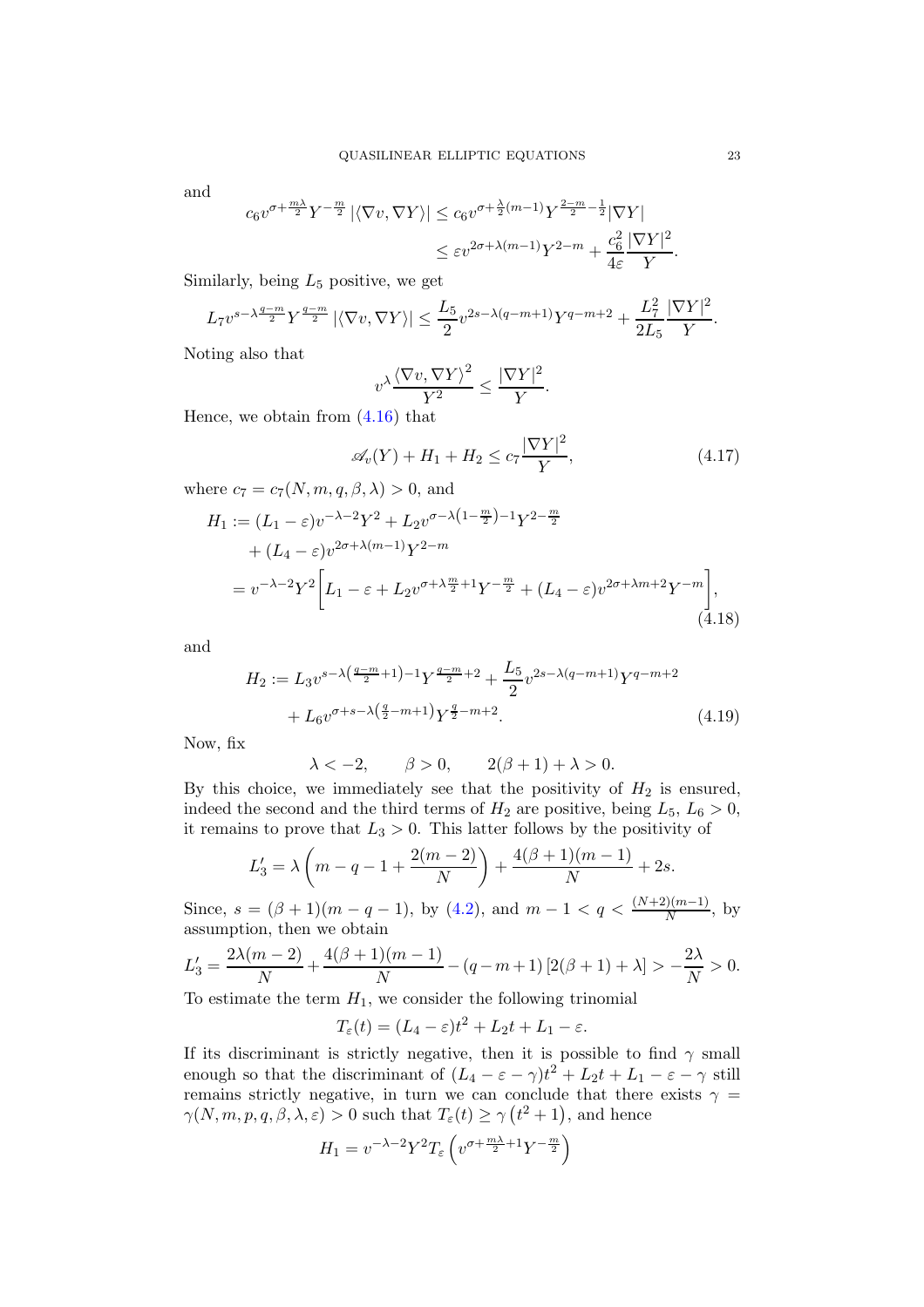and

$$c_6 v^{\sigma+\frac{m\lambda}{2}} Y^{-\frac{m}{2}} \left|\langle \nabla v, \nabla Y\rangle\right| \le c_6 v^{\sigma+\frac{\lambda}{2}(m-1)} Y^{\frac{2-m}{2}-\frac{1}{2}} |\nabla Y|$$
$$\le \varepsilon v^{2\sigma+\lambda(m-1)} Y^{2-m} + \frac{c_6^2}{4\varepsilon}\frac{|\nabla Y|^2}{Y}.$$

Similarly, being $L_5$ positive, we get

$$L_7 v^{s-\lambda\frac{q-m}{2}} Y^{\frac{q-m}{2}} \left|\langle \nabla v, \nabla Y\rangle\right| \le \frac{L_5}{2} v^{2s-\lambda(q-m+1)} Y^{q-m+2} + \frac{L_7^2}{2L_5}\frac{|\nabla Y|^2}{Y}.$$

Noting also that

$$v^{\lambda}\frac{\langle \nabla v, \nabla Y\rangle^2}{Y^2} \le \frac{|\nabla Y|^2}{Y}.$$

Hence, we obtain from (4.16) that

$$\mathscr{A}_v(Y) + H_1 + H_2 \le c_7 \frac{|\nabla Y|^2}{Y}, \tag{4.17}$$

where $c_7 = c_7(N, m, q, \beta, \lambda) > 0$, and

$$\begin{aligned}
H_1 &:= (L_1 - \varepsilon) v^{-\lambda-2} Y^2 + L_2 v^{\sigma-\lambda\left(1-\frac{m}{2}\right)-1} Y^{2-\frac{m}{2}} \\
&\quad + (L_4-\varepsilon) v^{2\sigma+\lambda(m-1)} Y^{2-m} \\
&= v^{-\lambda-2} Y^2 \left[ L_1 - \varepsilon + L_2 v^{\sigma+\lambda\frac{m}{2}+1} Y^{-\frac{m}{2}} + (L_4-\varepsilon) v^{2\sigma+\lambda m+2} Y^{-m} \right],
\end{aligned} \tag{4.18}$$

and

$$\begin{aligned}
H_2 &:= L_3 v^{s-\lambda\left(\frac{q-m}{2}+1\right)-1} Y^{\frac{q-m}{2}+2} + \frac{L_5}{2} v^{2s-\lambda(q-m+1)} Y^{q-m+2} \\
&\quad + L_6 v^{\sigma+s-\lambda\left(\frac{q}{2}-m+1\right)} Y^{\frac{q}{2}-m+2}.
\end{aligned} \tag{4.19}$$

Now, fix

$$\lambda < -2, \qquad \beta > 0, \qquad 2(\beta+1) + \lambda > 0.$$

By this choice, we immediately see that the positivity of $H_2$ is ensured, indeed the second and the third terms of $H_2$ are positive, being $L_5$, $L_6 > 0$, it remains to prove that $L_3 > 0$. This latter follows by the positivity of

$$L_3' = \lambda\left(m - q - 1 + \frac{2(m-2)}{N}\right) + \frac{4(\beta+1)(m-1)}{N} + 2s.$$

Since, $s = (\beta+1)(m-q-1)$, by (4.2), and $m - 1 < q < \frac{(N+2)(m-1)}{N}$, by assumption, then we obtain

$$L_3' = \frac{2\lambda(m-2)}{N} + \frac{4(\beta+1)(m-1)}{N} - (q-m+1)\left[2(\beta+1)+\lambda\right] > -\frac{2\lambda}{N} > 0.$$

To estimate the term $H_1$, we consider the following trinomial

$$T_\varepsilon(t) = (L_4 - \varepsilon)t^2 + L_2 t + L_1 - \varepsilon.$$

If its discriminant is strictly negative, then it is possible to find $\gamma$ small enough so that the discriminant of $(L_4 - \varepsilon - \gamma)t^2 + L_2 t + L_1 - \varepsilon - \gamma$ still remains strictly negative, in turn we can conclude that there exists $\gamma = \gamma(N, m, p, q, \beta, \lambda, \varepsilon) > 0$ such that $T_\varepsilon(t) \ge \gamma\left(t^2+1\right)$, and hence

$$H_1 = v^{-\lambda-2} Y^2 T_\varepsilon\left(v^{\sigma+\frac{m\lambda}{2}+1} Y^{-\frac{m}{2}}\right)$$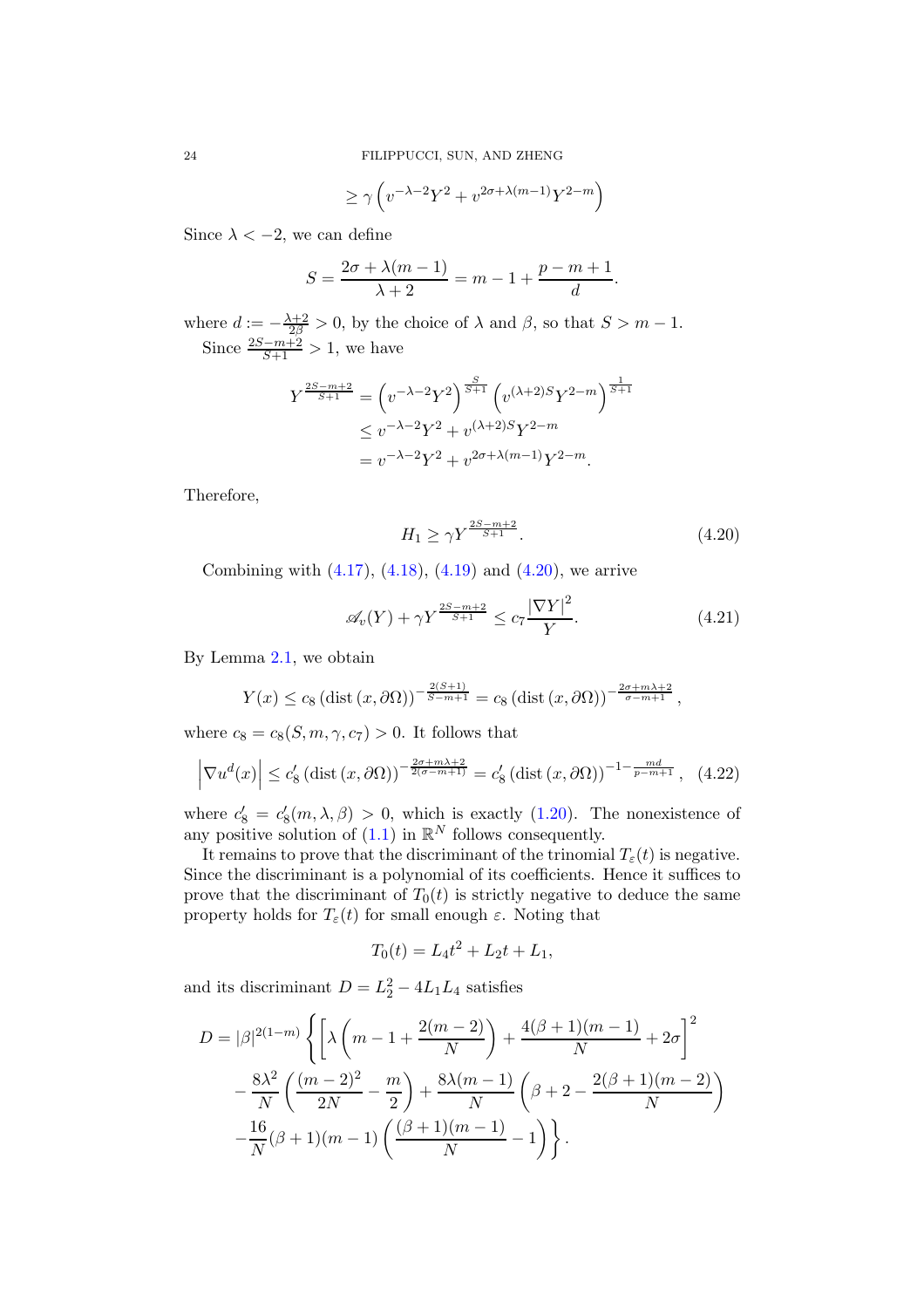$$\geq \gamma \left( v^{-\lambda-2} Y^2 + v^{2\sigma+\lambda(m-1)} Y^{2-m} \right)$$

Since $\lambda < -2$, we can define

$$S = \frac{2\sigma + \lambda(m-1)}{\lambda+2} = m - 1 + \frac{p-m+1}{d}.$$

where $d := -\frac{\lambda+2}{2\beta} > 0$, by the choice of $\lambda$ and $\beta$, so that $S > m-1$.

Since $\frac{2S-m+2}{S+1} > 1$, we have

$$\begin{aligned}
Y^{\frac{2S-m+2}{S+1}} &= \left( v^{-\lambda-2} Y^2 \right)^{\frac{S}{S+1}} \left( v^{(\lambda+2)S} Y^{2-m} \right)^{\frac{1}{S+1}} \\
&\leq v^{-\lambda-2} Y^2 + v^{(\lambda+2)S} Y^{2-m} \\
&= v^{-\lambda-2} Y^2 + v^{2\sigma+\lambda(m-1)} Y^{2-m}.
\end{aligned}$$

Therefore,

$$H_1 \geq \gamma Y^{\frac{2S-m+2}{S+1}}. \tag{4.20}$$

Combining with (4.17), (4.18), (4.19) and (4.20), we arrive

$$\mathscr{A}_v(Y) + \gamma Y^{\frac{2S-m+2}{S+1}} \leq c_7 \frac{|\nabla Y|^2}{Y}. \tag{4.21}$$

By Lemma 2.1, we obtain

$$Y(x) \leq c_8 \left(\operatorname{dist}(x, \partial\Omega)\right)^{-\frac{2(S+1)}{S-m+1}} = c_8 \left(\operatorname{dist}(x, \partial\Omega)\right)^{-\frac{2\sigma+m\lambda+2}{\sigma-m+1}},$$

where $c_8 = c_8(S, m, \gamma, c_7) > 0$. It follows that

$$\left| \nabla u^d(x) \right| \leq c_8' \left(\operatorname{dist}(x, \partial\Omega)\right)^{-\frac{2\sigma+m\lambda+2}{2(\sigma-m+1)}} = c_8' \left(\operatorname{dist}(x, \partial\Omega)\right)^{-1-\frac{md}{p-m+1}}, \tag{4.22}$$

where $c_8' = c_8'(m, \lambda, \beta) > 0$, which is exactly (1.20). The nonexistence of any positive solution of (1.1) in $\mathbb{R}^N$ follows consequently.

It remains to prove that the discriminant of the trinomial $T_\varepsilon(t)$ is negative. Since the discriminant is a polynomial of its coefficients. Hence it suffices to prove that the discriminant of $T_0(t)$ is strictly negative to deduce the same property holds for $T_\varepsilon(t)$ for small enough $\varepsilon$. Noting that

$$T_0(t) = L_4 t^2 + L_2 t + L_1,$$

and its discriminant $D = L_2^2 - 4L_1 L_4$ satisfies

$$\begin{aligned}
D = |\beta|^{2(1-m)} \Bigg\{ & \left[ \lambda \left( m - 1 + \frac{2(m-2)}{N} \right) + \frac{4(\beta+1)(m-1)}{N} + 2\sigma \right]^2 \\
& - \frac{8\lambda^2}{N} \left( \frac{(m-2)^2}{2N} - \frac{m}{2} \right) + \frac{8\lambda(m-1)}{N} \left( \beta + 2 - \frac{2(\beta+1)(m-2)}{N} \right) \\
& - \frac{16}{N}(\beta+1)(m-1) \left( \frac{(\beta+1)(m-1)}{N} - 1 \right) \Bigg\}.
\end{aligned}$$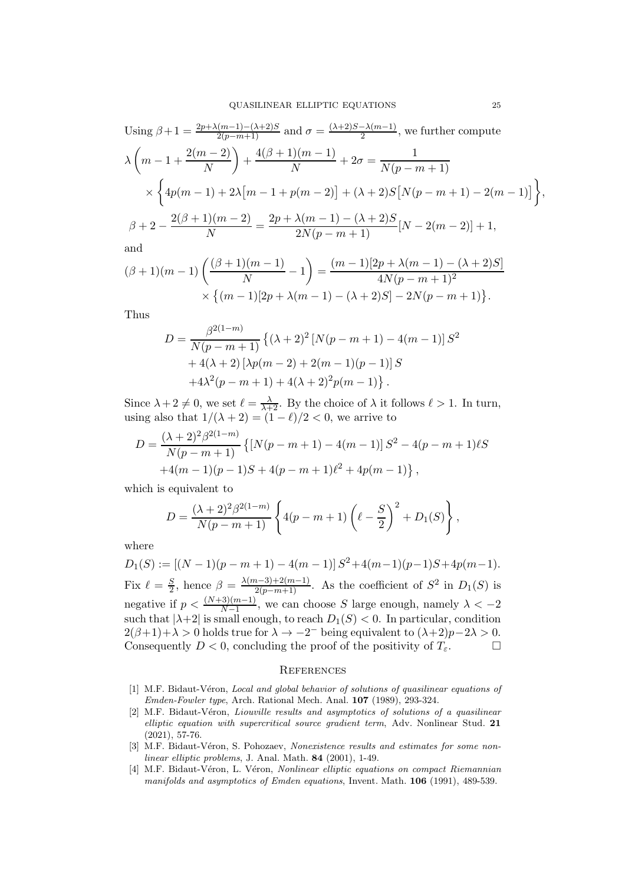Using $\beta+1 = \frac{2p+\lambda(m-1)-(\lambda+2)S}{2(p-m+1)}$ and $\sigma = \frac{(\lambda+2)S-\lambda(m-1)}{2}$, we further compute

$$\lambda\left(m-1+\frac{2(m-2)}{N}\right)+\frac{4(\beta+1)(m-1)}{N}+2\sigma = \frac{1}{N(p-m+1)}$$
$$\times\left\{4p(m-1)+2\lambda\big[m-1+p(m-2)\big]+(\lambda+2)S\big[N(p-m+1)-2(m-1)\big]\right\},$$
$$\beta+2-\frac{2(\beta+1)(m-2)}{N} = \frac{2p+\lambda(m-1)-(\lambda+2)S}{2N(p-m+1)}[N-2(m-2)]+1,$$

and

$$(\beta+1)(m-1)\left(\frac{(\beta+1)(m-1)}{N}-1\right) = \frac{(m-1)[2p+\lambda(m-1)-(\lambda+2)S]}{4N(p-m+1)^2}$$
$$\times\left\{(m-1)[2p+\lambda(m-1)-(\lambda+2)S]-2N(p-m+1)\right\}.$$

Thus

$$D = \frac{\beta^{2(1-m)}}{N(p-m+1)}\left\{(\lambda+2)^2\left[N(p-m+1)-4(m-1)\right]S^2\right.$$
$$+4(\lambda+2)\left[\lambda p(m-2)+2(m-1)(p-1)\right]S$$
$$\left.+4\lambda^2(p-m+1)+4(\lambda+2)^2p(m-1)\right\}.$$

Since $\lambda+2\neq 0$, we set $\ell = \frac{\lambda}{\lambda+2}$. By the choice of $\lambda$ it follows $\ell>1$. In turn, using also that $1/(\lambda+2) = (1-\ell)/2 < 0$, we arrive to

$$D = \frac{(\lambda+2)^2\beta^{2(1-m)}}{N(p-m+1)}\left\{\left[N(p-m+1)-4(m-1)\right]S^2-4(p-m+1)\ell S\right.$$
$$\left.+4(m-1)(p-1)S+4(p-m+1)\ell^2+4p(m-1)\right\},$$

which is equivalent to

$$D = \frac{(\lambda+2)^2\beta^{2(1-m)}}{N(p-m+1)}\left\{4(p-m+1)\left(\ell-\frac{S}{2}\right)^2+D_1(S)\right\},$$

where

$$D_1(S) := \left[(N-1)(p-m+1)-4(m-1)\right]S^2+4(m-1)(p-1)S+4p(m-1).$$

Fix $\ell = \frac{S}{2}$, hence $\beta = \frac{\lambda(m-3)+2(m-1)}{2(p-m+1)}$. As the coefficient of $S^2$ in $D_1(S)$ is negative if $p < \frac{(N+3)(m-1)}{N-1}$, we can choose $S$ large enough, namely $\lambda<-2$ such that $|\lambda+2|$ is small enough, to reach $D_1(S)<0$. In particular, condition $2(\beta+1)+\lambda>0$ holds true for $\lambda\to -2^-$ being equivalent to $(\lambda+2)p-2\lambda>0$. Consequently $D<0$, concluding the proof of the positivity of $T_\varepsilon$. $\square$

## References

[1] M.F. Bidaut-Véron, *Local and global behavior of solutions of quasilinear equations of Emden-Fowler type*, Arch. Rational Mech. Anal. **107** (1989), 293-324.

[2] M.F. Bidaut-Véron, *Liouville results and asymptotics of solutions of a quasilinear elliptic equation with supercritical source gradient term*, Adv. Nonlinear Stud. **21** (2021), 57-76.

[3] M.F. Bidaut-Véron, S. Pohozaev, *Nonexistence results and estimates for some nonlinear elliptic problems*, J. Anal. Math. **84** (2001), 1-49.

[4] M.F. Bidaut-Véron, L. Véron, *Nonlinear elliptic equations on compact Riemannian manifolds and asymptotics of Emden equations*, Invent. Math. **106** (1991), 489-539.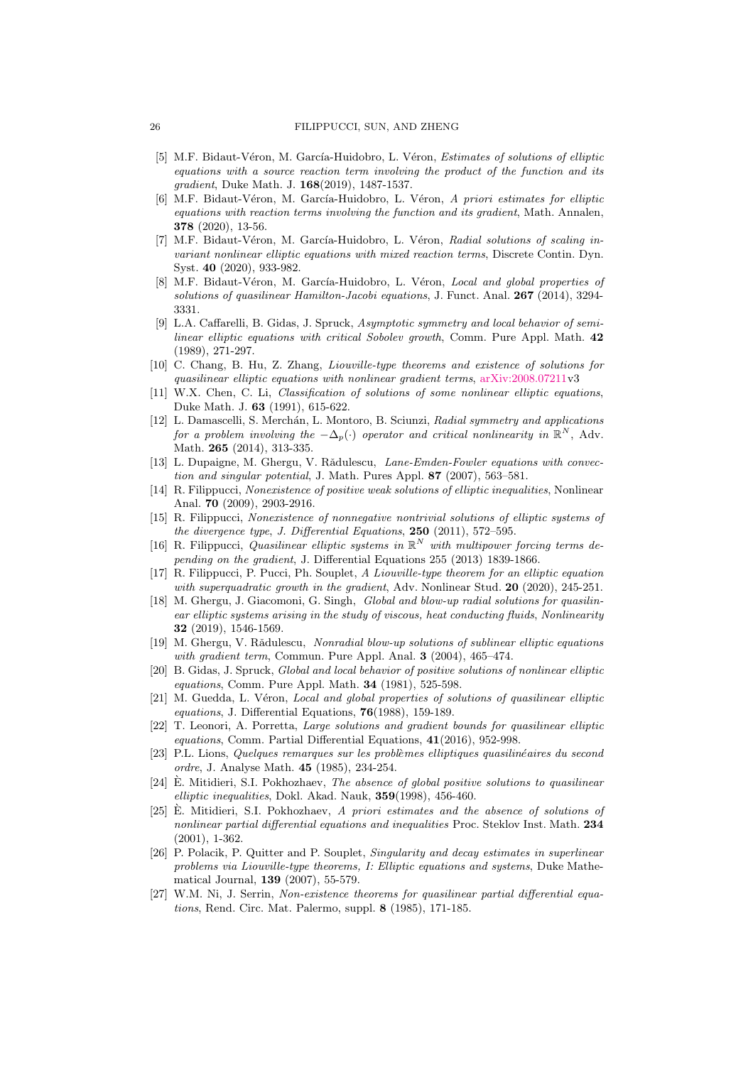[5] M.F. Bidaut-Véron, M. García-Huidobro, L. Véron, *Estimates of solutions of elliptic equations with a source reaction term involving the product of the function and its gradient*, Duke Math. J. **168**(2019), 1487-1537.

[6] M.F. Bidaut-Véron, M. García-Huidobro, L. Véron, *A priori estimates for elliptic equations with reaction terms involving the function and its gradient*, Math. Annalen, **378** (2020), 13-56.

[7] M.F. Bidaut-Véron, M. García-Huidobro, L. Véron, *Radial solutions of scaling invariant nonlinear elliptic equations with mixed reaction terms*, Discrete Contin. Dyn. Syst. **40** (2020), 933-982.

[8] M.F. Bidaut-Véron, M. García-Huidobro, L. Véron, *Local and global properties of solutions of quasilinear Hamilton-Jacobi equations*, J. Funct. Anal. **267** (2014), 3294-3331.

[9] L.A. Caffarelli, B. Gidas, J. Spruck, *Asymptotic symmetry and local behavior of semilinear elliptic equations with critical Sobolev growth*, Comm. Pure Appl. Math. **42** (1989), 271-297.

[10] C. Chang, B. Hu, Z. Zhang, *Liouville-type theorems and existence of solutions for quasilinear elliptic equations with nonlinear gradient terms*, arXiv:2008.07211v3

[11] W.X. Chen, C. Li, *Classification of solutions of some nonlinear elliptic equations*, Duke Math. J. **63** (1991), 615-622.

[12] L. Damascelli, S. Merchán, L. Montoro, B. Sciunzi, *Radial symmetry and applications for a problem involving the $-\Delta_p(\cdot)$ operator and critical nonlinearity in $\mathbb{R}^N$*, Adv. Math. **265** (2014), 313-335.

[13] L. Dupaigne, M. Ghergu, V. Rădulescu, *Lane-Emden-Fowler equations with convection and singular potential*, J. Math. Pures Appl. **87** (2007), 563–581.

[14] R. Filippucci, *Nonexistence of positive weak solutions of elliptic inequalities*, Nonlinear Anal. **70** (2009), 2903-2916.

[15] R. Filippucci, *Nonexistence of nonnegative nontrivial solutions of elliptic systems of the divergence type, J. Differential Equations*, **250** (2011), 572–595.

[16] R. Filippucci, *Quasilinear elliptic systems in $\mathbb{R}^N$ with multipower forcing terms depending on the gradient*, J. Differential Equations 255 (2013) 1839-1866.

[17] R. Filippucci, P. Pucci, Ph. Souplet, *A Liouville-type theorem for an elliptic equation with superquadratic growth in the gradient*, Adv. Nonlinear Stud. **20** (2020), 245-251.

[18] M. Ghergu, J. Giacomoni, G. Singh, *Global and blow-up radial solutions for quasilinear elliptic systems arising in the study of viscous, heat conducting fluids, Nonlinearity* **32** (2019), 1546-1569.

[19] M. Ghergu, V. Rădulescu, *Nonradial blow-up solutions of sublinear elliptic equations with gradient term*, Commun. Pure Appl. Anal. **3** (2004), 465–474.

[20] B. Gidas, J. Spruck, *Global and local behavior of positive solutions of nonlinear elliptic equations*, Comm. Pure Appl. Math. **34** (1981), 525-598.

[21] M. Guedda, L. Véron, *Local and global properties of solutions of quasilinear elliptic equations*, J. Differential Equations, **76**(1988), 159-189.

[22] T. Leonori, A. Porretta, *Large solutions and gradient bounds for quasilinear elliptic equations*, Comm. Partial Differential Equations, **41**(2016), 952-998.

[23] P.L. Lions, *Quelques remarques sur les problèmes elliptiques quasilinéaires du second ordre*, J. Analyse Math. **45** (1985), 234-254.

[24] È. Mitidieri, S.I. Pokhozhaev, *The absence of global positive solutions to quasilinear elliptic inequalities*, Dokl. Akad. Nauk, **359**(1998), 456-460.

[25] È. Mitidieri, S.I. Pokhozhaev, *A priori estimates and the absence of solutions of nonlinear partial differential equations and inequalities* Proc. Steklov Inst. Math. **234** (2001), 1-362.

[26] P. Polacik, P. Quitter and P. Souplet, *Singularity and decay estimates in superlinear problems via Liouville-type theorems, I: Elliptic equations and systems*, Duke Mathematical Journal, **139** (2007), 55-579.

[27] W.M. Ni, J. Serrin, *Non-existence theorems for quasilinear partial differential equations*, Rend. Circ. Mat. Palermo, suppl. **8** (1985), 171-185.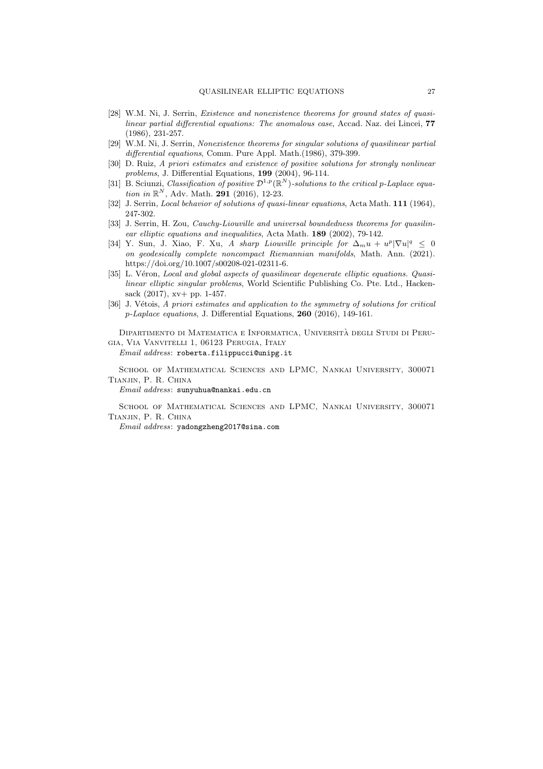[28] W.M. Ni, J. Serrin, *Existence and nonexistence theorems for ground states of quasilinear partial differential equations: The anomalous case*, Accad. Naz. dei Lincei, **77** (1986), 231-257.

[29] W.M. Ni, J. Serrin, *Nonexistence theorems for singular solutions of quasilinear partial differential equations*, Comm. Pure Appl. Math.(1986), 379-399.

[30] D. Ruiz, *A priori estimates and existence of positive solutions for strongly nonlinear problems*, J. Differential Equations, **199** (2004), 96-114.

[31] B. Sciunzi, *Classification of positive $\mathcal{D}^{1,p}(\mathbb{R}^N)$-solutions to the critical p-Laplace equation in $\mathbb{R}^N$*, Adv. Math. **291** (2016), 12-23.

[32] J. Serrin, *Local behavior of solutions of quasi-linear equations*, Acta Math. **111** (1964), 247-302.

[33] J. Serrin, H. Zou, *Cauchy-Liouville and universal boundedness theorems for quasilinear elliptic equations and inequalities*, Acta Math. **189** (2002), 79-142.

[34] Y. Sun, J. Xiao, F. Xu, *A sharp Liouville principle for $\Delta_m u + u^p|\nabla u|^q \leq 0$ on geodesically complete noncompact Riemannian manifolds*, Math. Ann. (2021). https://doi.org/10.1007/s00208-021-02311-6.

[35] L. Véron, *Local and global aspects of quasilinear degenerate elliptic equations. Quasilinear elliptic singular problems*, World Scientific Publishing Co. Pte. Ltd., Hackensack (2017), xv+ pp. 1-457.

[36] J. Vétois, *A priori estimates and application to the symmetry of solutions for critical p-Laplace equations*, J. Differential Equations, **260** (2016), 149-161.

Dipartimento di Matematica e Informatica, Università degli Studi di Perugia, Via Vanvitelli 1, 06123 Perugia, Italy

*Email address*: roberta.filippucci@unipg.it

School of Mathematical Sciences and LPMC, Nankai University, 300071 Tianjin, P. R. China

*Email address*: sunyuhua@nankai.edu.cn

School of Mathematical Sciences and LPMC, Nankai University, 300071 Tianjin, P. R. China

*Email address*: yadongzheng2017@sina.com